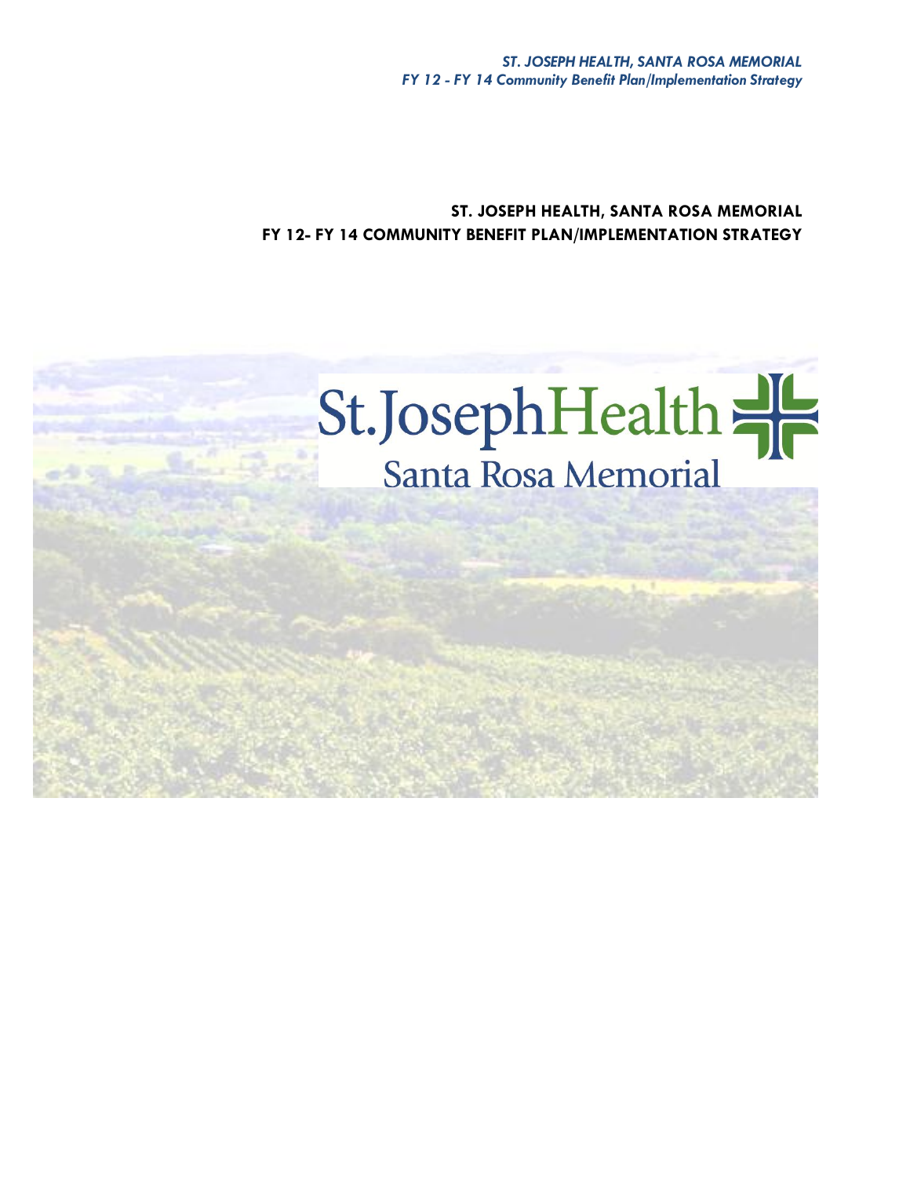# ST. JOSEPH HEALTH, SANTA ROSA MEMORIAL
# FY 12- FY 14 COMMUNITY BENEFIT PLAN/IMPLEMENTATION STRATEGY

St.JosephHealth
Santa Rosa Memorial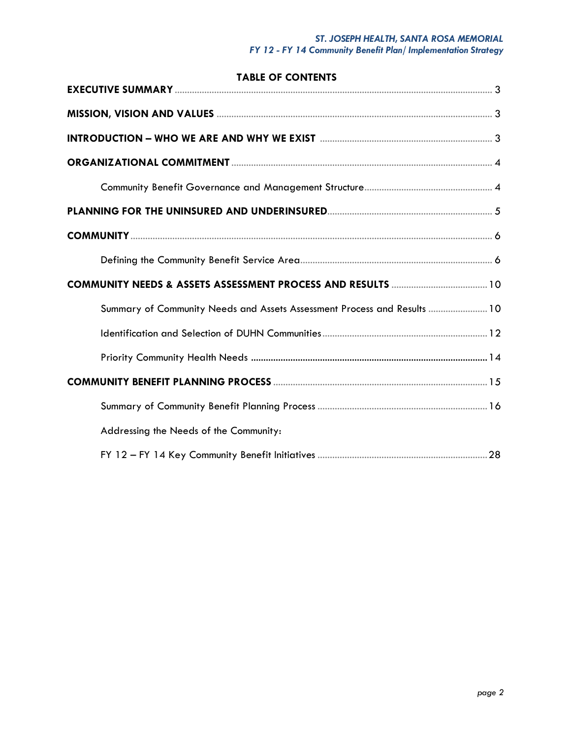## TABLE OF CONTENTS

**EXECUTIVE SUMMARY** ............................................................ 3

**MISSION, VISION AND VALUES** ............................................................ 3

**INTRODUCTION – WHO WE ARE AND WHY WE EXIST** ............................................................ 3

**ORGANIZATIONAL COMMITMENT** ............................................................ 4

- Community Benefit Governance and Management Structure ............................................................ 4

**PLANNING FOR THE UNINSURED AND UNDERINSURED** ............................................................ 5

**COMMUNITY** ............................................................ 6

- Defining the Community Benefit Service Area ............................................................ 6

**COMMUNITY NEEDS & ASSETS ASSESSMENT PROCESS AND RESULTS** ............................................................ 10

- Summary of Community Needs and Assets Assessment Process and Results ............................................................ 10
- Identification and Selection of DUHN Communities ............................................................ 12
- Priority Community Health Needs ............................................................ 14

**COMMUNITY BENEFIT PLANNING PROCESS** ............................................................ 15

- Summary of Community Benefit Planning Process ............................................................ 16
- Addressing the Needs of the Community:
- FY 12 – FY 14 Key Community Benefit Initiatives ............................................................ 28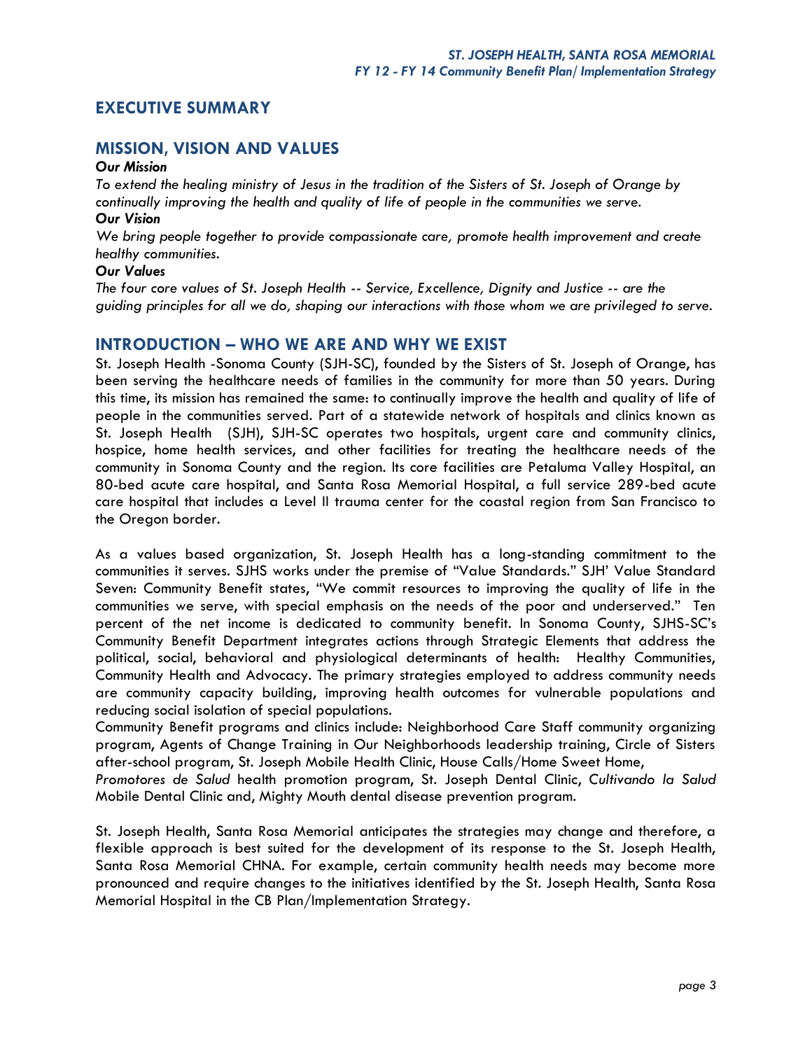## EXECUTIVE SUMMARY

## MISSION, VISION AND VALUES

***Our Mission***

*To extend the healing ministry of Jesus in the tradition of the Sisters of St. Joseph of Orange by continually improving the health and quality of life of people in the communities we serve.*

***Our Vision***

*We bring people together to provide compassionate care, promote health improvement and create healthy communities.*

***Our Values***

*The four core values of St. Joseph Health -- Service, Excellence, Dignity and Justice -- are the guiding principles for all we do, shaping our interactions with those whom we are privileged to serve.*

## INTRODUCTION – WHO WE ARE AND WHY WE EXIST

St. Joseph Health -Sonoma County (SJH-SC), founded by the Sisters of St. Joseph of Orange, has been serving the healthcare needs of families in the community for more than 50 years. During this time, its mission has remained the same: to continually improve the health and quality of life of people in the communities served. Part of a statewide network of hospitals and clinics known as St. Joseph Health (SJH), SJH-SC operates two hospitals, urgent care and community clinics, hospice, home health services, and other facilities for treating the healthcare needs of the community in Sonoma County and the region. Its core facilities are Petaluma Valley Hospital, an 80-bed acute care hospital, and Santa Rosa Memorial Hospital, a full service 289-bed acute care hospital that includes a Level II trauma center for the coastal region from San Francisco to the Oregon border.

As a values based organization, St. Joseph Health has a long-standing commitment to the communities it serves. SJHS works under the premise of "Value Standards." SJH' Value Standard Seven: Community Benefit states, "We commit resources to improving the quality of life in the communities we serve, with special emphasis on the needs of the poor and underserved." Ten percent of the net income is dedicated to community benefit. In Sonoma County, SJHS-SC's Community Benefit Department integrates actions through Strategic Elements that address the political, social, behavioral and physiological determinants of health: Healthy Communities, Community Health and Advocacy. The primary strategies employed to address community needs are community capacity building, improving health outcomes for vulnerable populations and reducing social isolation of special populations.

Community Benefit programs and clinics include: Neighborhood Care Staff community organizing program, Agents of Change Training in Our Neighborhoods leadership training, Circle of Sisters after-school program, St. Joseph Mobile Health Clinic, House Calls/Home Sweet Home, *Promotores de Salud* health promotion program, St. Joseph Dental Clinic, *Cultivando la Salud* Mobile Dental Clinic and, Mighty Mouth dental disease prevention program.

St. Joseph Health, Santa Rosa Memorial anticipates the strategies may change and therefore, a flexible approach is best suited for the development of its response to the St. Joseph Health, Santa Rosa Memorial CHNA. For example, certain community health needs may become more pronounced and require changes to the initiatives identified by the St. Joseph Health, Santa Rosa Memorial Hospital in the CB Plan/Implementation Strategy.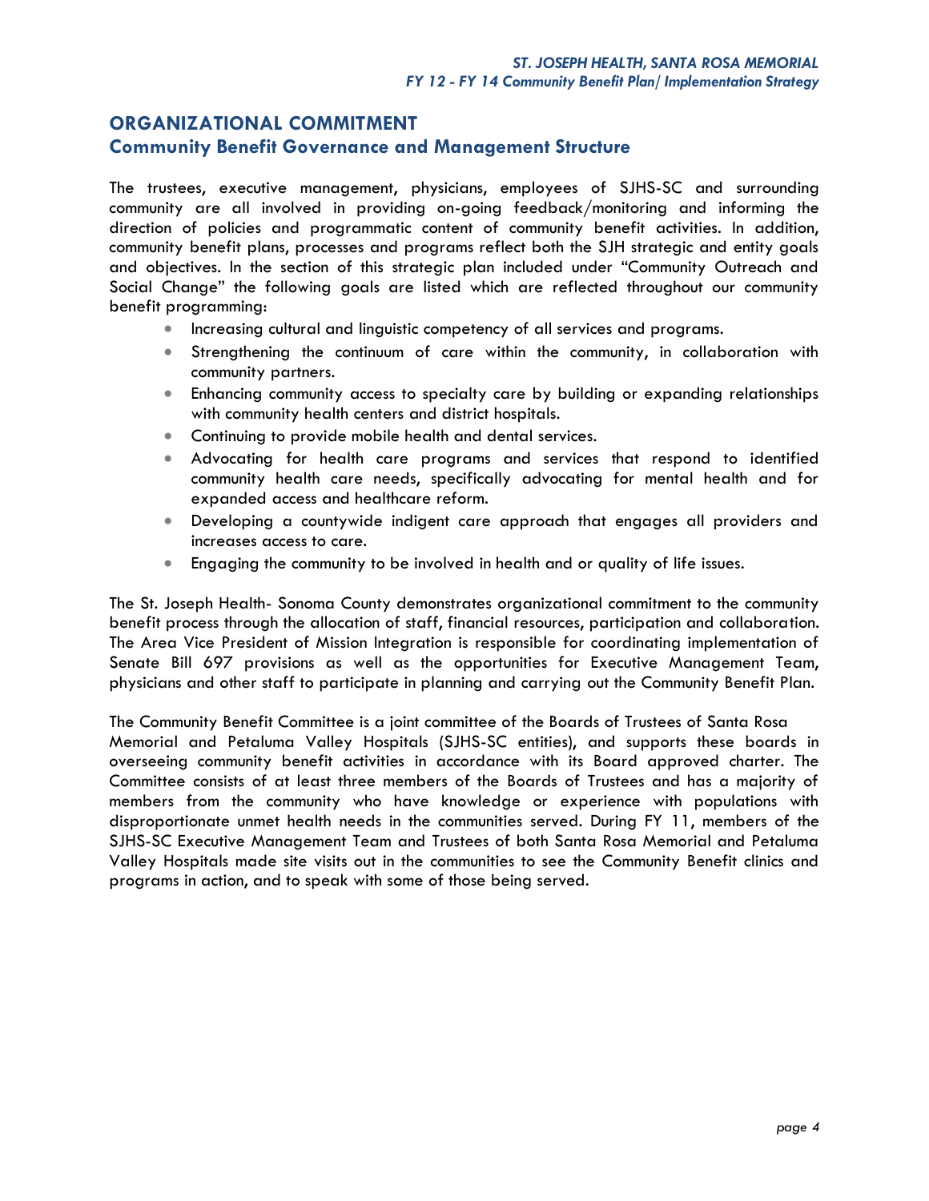## ORGANIZATIONAL COMMITMENT

### Community Benefit Governance and Management Structure

The trustees, executive management, physicians, employees of SJHS-SC and surrounding community are all involved in providing on-going feedback/monitoring and informing the direction of policies and programmatic content of community benefit activities. In addition, community benefit plans, processes and programs reflect both the SJH strategic and entity goals and objectives. In the section of this strategic plan included under "Community Outreach and Social Change" the following goals are listed which are reflected throughout our community benefit programming:

- Increasing cultural and linguistic competency of all services and programs.
- Strengthening the continuum of care within the community, in collaboration with community partners.
- Enhancing community access to specialty care by building or expanding relationships with community health centers and district hospitals.
- Continuing to provide mobile health and dental services.
- Advocating for health care programs and services that respond to identified community health care needs, specifically advocating for mental health and for expanded access and healthcare reform.
- Developing a countywide indigent care approach that engages all providers and increases access to care.
- Engaging the community to be involved in health and or quality of life issues.

The St. Joseph Health- Sonoma County demonstrates organizational commitment to the community benefit process through the allocation of staff, financial resources, participation and collaboration. The Area Vice President of Mission Integration is responsible for coordinating implementation of Senate Bill 697 provisions as well as the opportunities for Executive Management Team, physicians and other staff to participate in planning and carrying out the Community Benefit Plan.

The Community Benefit Committee is a joint committee of the Boards of Trustees of Santa Rosa Memorial and Petaluma Valley Hospitals (SJHS-SC entities), and supports these boards in overseeing community benefit activities in accordance with its Board approved charter. The Committee consists of at least three members of the Boards of Trustees and has a majority of members from the community who have knowledge or experience with populations with disproportionate unmet health needs in the communities served. During FY 11, members of the SJHS-SC Executive Management Team and Trustees of both Santa Rosa Memorial and Petaluma Valley Hospitals made site visits out in the communities to see the Community Benefit clinics and programs in action, and to speak with some of those being served.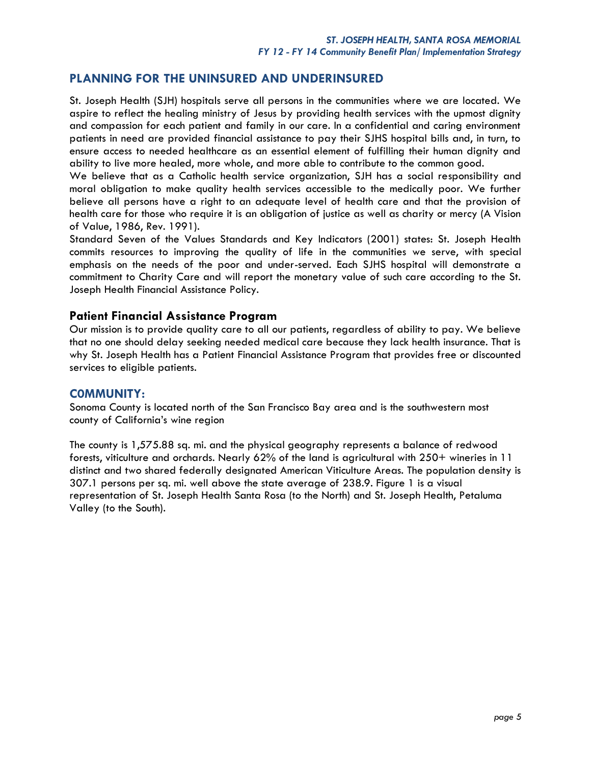## PLANNING FOR THE UNINSURED AND UNDERINSURED

St. Joseph Health (SJH) hospitals serve all persons in the communities where we are located. We aspire to reflect the healing ministry of Jesus by providing health services with the upmost dignity and compassion for each patient and family in our care. In a confidential and caring environment patients in need are provided financial assistance to pay their SJHS hospital bills and, in turn, to ensure access to needed healthcare as an essential element of fulfilling their human dignity and ability to live more healed, more whole, and more able to contribute to the common good.

We believe that as a Catholic health service organization, SJH has a social responsibility and moral obligation to make quality health services accessible to the medically poor. We further believe all persons have a right to an adequate level of health care and that the provision of health care for those who require it is an obligation of justice as well as charity or mercy (A Vision of Value, 1986, Rev. 1991).

Standard Seven of the Values Standards and Key Indicators (2001) states: St. Joseph Health commits resources to improving the quality of life in the communities we serve, with special emphasis on the needs of the poor and under-served. Each SJHS hospital will demonstrate a commitment to Charity Care and will report the monetary value of such care according to the St. Joseph Health Financial Assistance Policy.

### Patient Financial Assistance Program

Our mission is to provide quality care to all our patients, regardless of ability to pay. We believe that no one should delay seeking needed medical care because they lack health insurance. That is why St. Joseph Health has a Patient Financial Assistance Program that provides free or discounted services to eligible patients.

## C0MMUNITY:

Sonoma County is located north of the San Francisco Bay area and is the southwestern most county of California's wine region

The county is 1,575.88 sq. mi. and the physical geography represents a balance of redwood forests, viticulture and orchards. Nearly 62% of the land is agricultural with 250+ wineries in 11 distinct and two shared federally designated American Viticulture Areas. The population density is 307.1 persons per sq. mi. well above the state average of 238.9. Figure 1 is a visual representation of St. Joseph Health Santa Rosa (to the North) and St. Joseph Health, Petaluma Valley (to the South).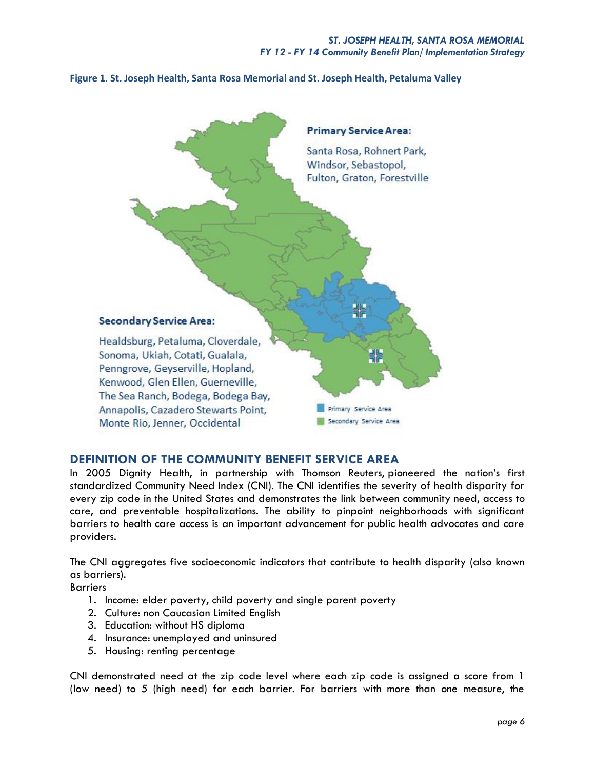**Figure 1. St. Joseph Health, Santa Rosa Memorial and St. Joseph Health, Petaluma Valley**

**Primary Service Area:**

Santa Rosa, Rohnert Park, Windsor, Sebastopol, Fulton, Graton, Forestville

**Secondary Service Area:**

Healdsburg, Petaluma, Cloverdale, Sonoma, Ukiah, Cotati, Gualala, Penngrove, Geyserville, Hopland, Kenwood, Glen Ellen, Guerneville, The Sea Ranch, Bodega, Bodega Bay, Annapolis, Cazadero Stewarts Point, Monte Rio, Jenner, Occidental

Primary Service Area
Secondary Service Area

## DEFINITION OF THE COMMUNITY BENEFIT SERVICE AREA

In 2005 Dignity Health, in partnership with Thomson Reuters, pioneered the nation's first standardized Community Need Index (CNI). The CNI identifies the severity of health disparity for every zip code in the United States and demonstrates the link between community need, access to care, and preventable hospitalizations. The ability to pinpoint neighborhoods with significant barriers to health care access is an important advancement for public health advocates and care providers.

The CNI aggregates five socioeconomic indicators that contribute to health disparity (also known as barriers).

Barriers

1. Income: elder poverty, child poverty and single parent poverty
2. Culture: non Caucasian Limited English
3. Education: without HS diploma
4. Insurance: unemployed and uninsured
5. Housing: renting percentage

CNI demonstrated need at the zip code level where each zip code is assigned a score from 1 (low need) to 5 (high need) for each barrier. For barriers with more than one measure, the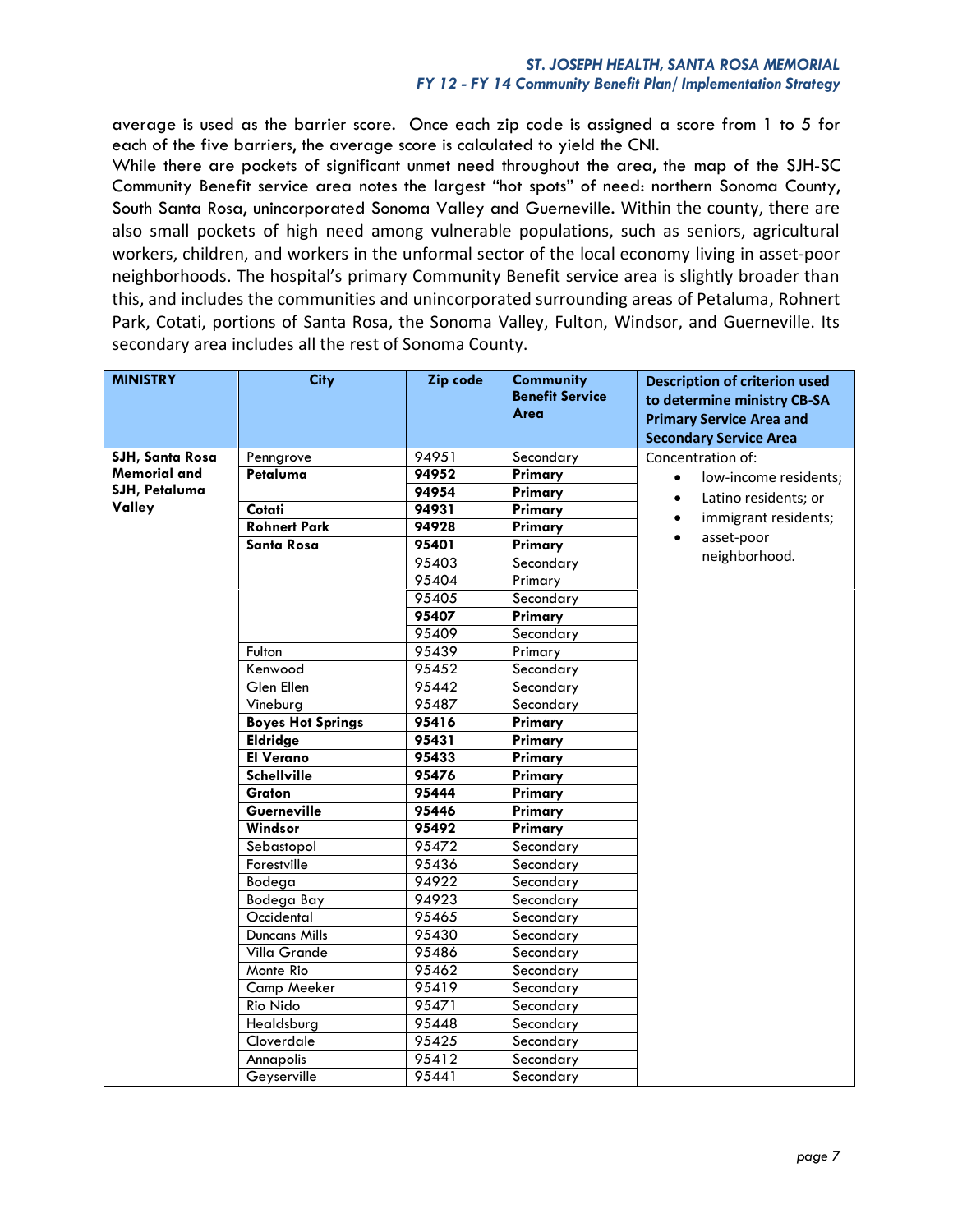average is used as the barrier score. Once each zip code is assigned a score from 1 to 5 for each of the five barriers, the average score is calculated to yield the CNI.

While there are pockets of significant unmet need throughout the area, the map of the SJH-SC Community Benefit service area notes the largest "hot spots" of need: northern Sonoma County, South Santa Rosa, unincorporated Sonoma Valley and Guerneville. Within the county, there are also small pockets of high need among vulnerable populations, such as seniors, agricultural workers, children, and workers in the unformal sector of the local economy living in asset-poor neighborhoods. The hospital's primary Community Benefit service area is slightly broader than this, and includes the communities and unincorporated surrounding areas of Petaluma, Rohnert Park, Cotati, portions of Santa Rosa, the Sonoma Valley, Fulton, Windsor, and Guerneville. Its secondary area includes all the rest of Sonoma County.

| MINISTRY | City | Zip code | Community Benefit Service Area | Description of criterion used to determine ministry CB-SA Primary Service Area and Secondary Service Area |
|---|---|---|---|---|
| **SJH, Santa Rosa Memorial and SJH, Petaluma Valley** | Penngrove | 94951 | Secondary | Concentration of:<br>• low-income residents;<br>• Latino residents; or<br>• immigrant residents;<br>• asset-poor neighborhood. |
| | **Petaluma** | **94952** | **Primary** | |
| | | **94954** | **Primary** | |
| | **Cotati** | **94931** | **Primary** | |
| | **Rohnert Park** | **94928** | **Primary** | |
| | **Santa Rosa** | **95401** | **Primary** | |
| | | 95403 | Secondary | |
| | | 95404 | Primary | |
| | | 95405 | Secondary | |
| | | **95407** | **Primary** | |
| | | 95409 | Secondary | |
| | Fulton | 95439 | Primary | |
| | Kenwood | 95452 | Secondary | |
| | Glen Ellen | 95442 | Secondary | |
| | Vineburg | 95487 | Secondary | |
| | **Boyes Hot Springs** | **95416** | **Primary** | |
| | **Eldridge** | **95431** | **Primary** | |
| | **El Verano** | **95433** | **Primary** | |
| | **Schellville** | **95476** | **Primary** | |
| | **Graton** | **95444** | **Primary** | |
| | **Guerneville** | **95446** | **Primary** | |
| | **Windsor** | **95492** | **Primary** | |
| | Sebastopol | 95472 | Secondary | |
| | Forestville | 95436 | Secondary | |
| | Bodega | 94922 | Secondary | |
| | Bodega Bay | 94923 | Secondary | |
| | Occidental | 95465 | Secondary | |
| | Duncans Mills | 95430 | Secondary | |
| | Villa Grande | 95486 | Secondary | |
| | Monte Rio | 95462 | Secondary | |
| | Camp Meeker | 95419 | Secondary | |
| | Rio Nido | 95471 | Secondary | |
| | Healdsburg | 95448 | Secondary | |
| | Cloverdale | 95425 | Secondary | |
| | Annapolis | 95412 | Secondary | |
| | Geyserville | 95441 | Secondary | |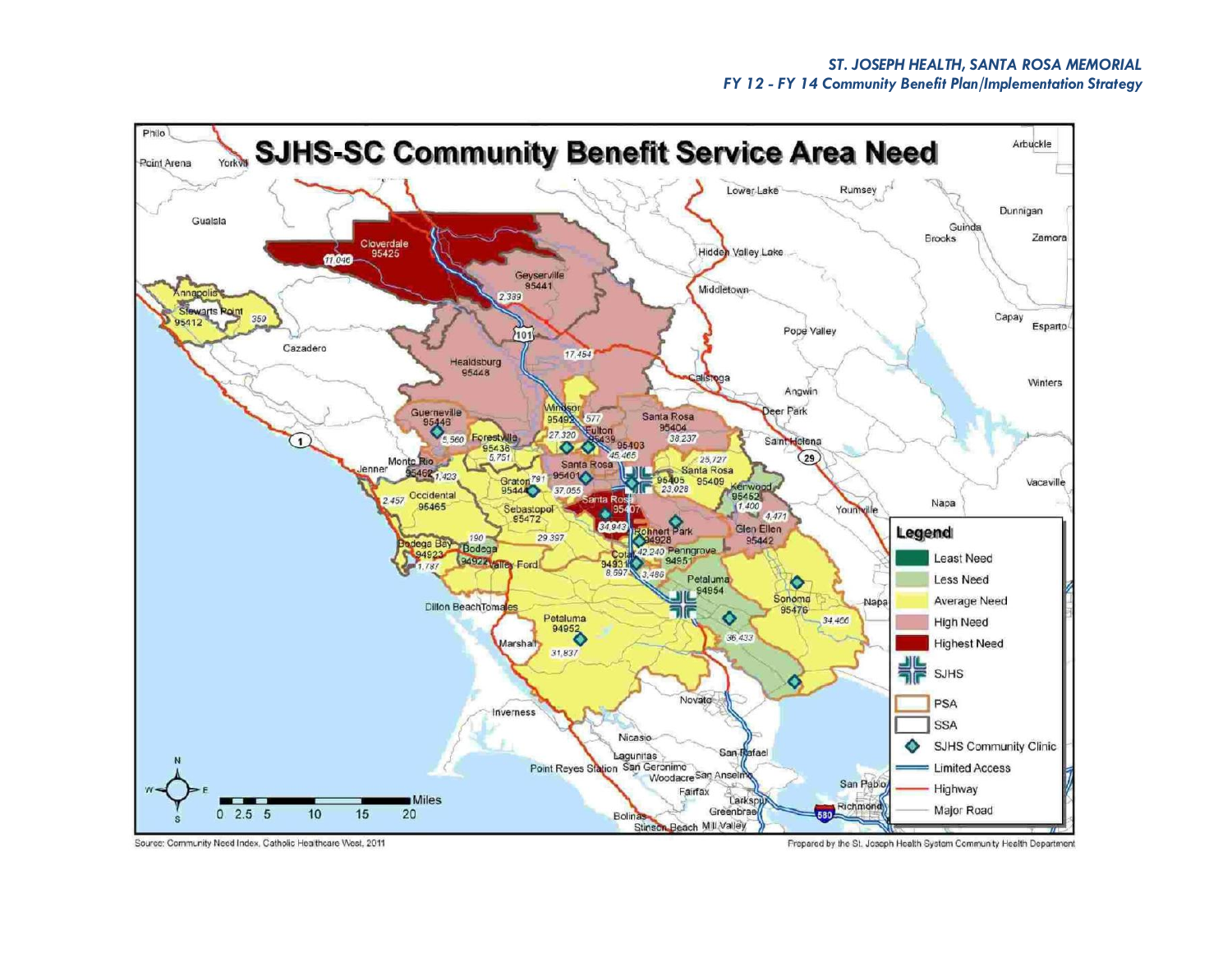# SJHS-SC Community Benefit Service Area Need

**Legend**

- Least Need
- Less Need
- Average Need
- High Need
- Highest Need
- SJHS
- PSA
- SSA
- SJHS Community Clinic
- Limited Access
- Highway
- Major Road

Source: Community Need Index, Catholic Healthcare West, 2011

Prepared by the St. Joseph Health System Community Health Department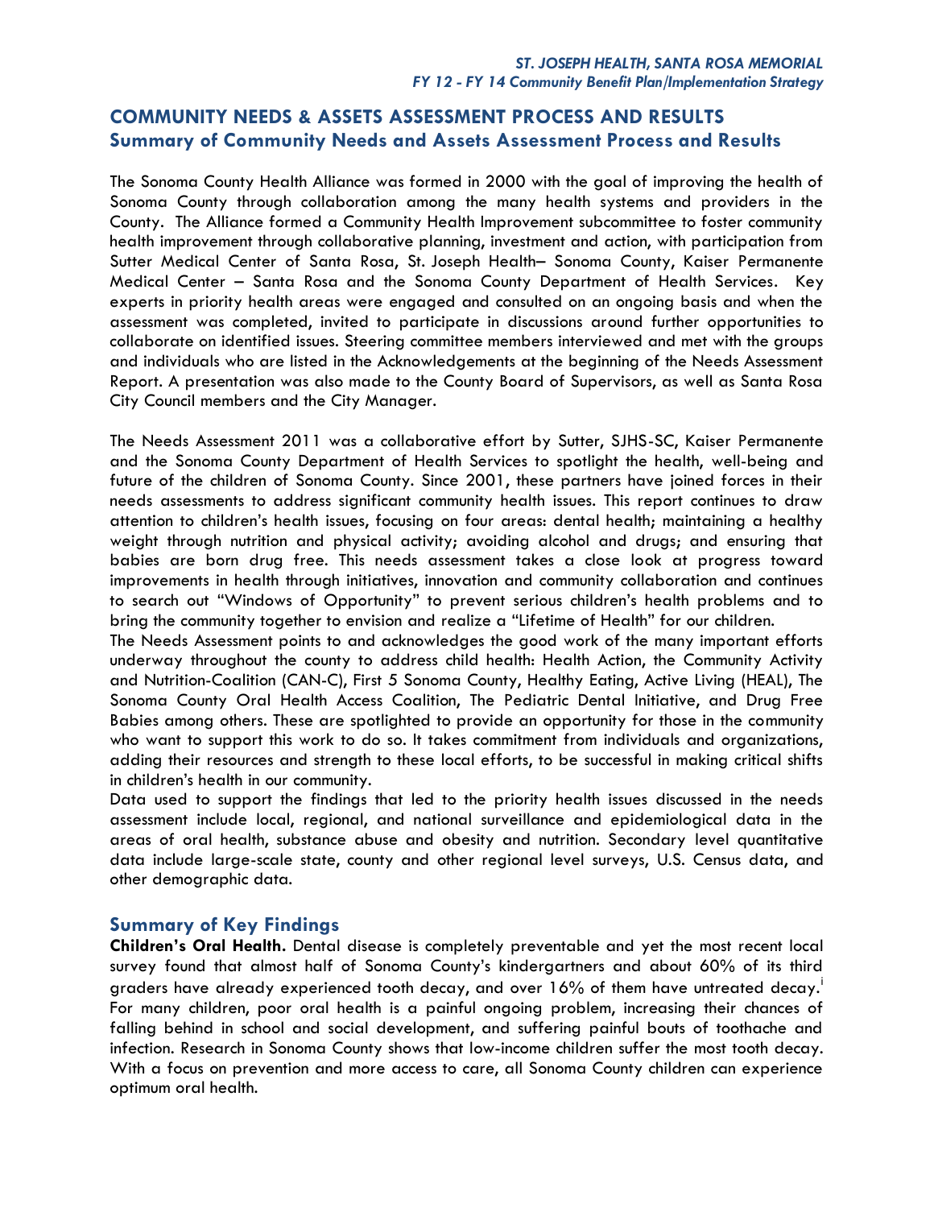## COMMUNITY NEEDS & ASSETS ASSESSMENT PROCESS AND RESULTS

### Summary of Community Needs and Assets Assessment Process and Results

The Sonoma County Health Alliance was formed in 2000 with the goal of improving the health of Sonoma County through collaboration among the many health systems and providers in the County. The Alliance formed a Community Health Improvement subcommittee to foster community health improvement through collaborative planning, investment and action, with participation from Sutter Medical Center of Santa Rosa, St. Joseph Health– Sonoma County, Kaiser Permanente Medical Center – Santa Rosa and the Sonoma County Department of Health Services. Key experts in priority health areas were engaged and consulted on an ongoing basis and when the assessment was completed, invited to participate in discussions around further opportunities to collaborate on identified issues. Steering committee members interviewed and met with the groups and individuals who are listed in the Acknowledgements at the beginning of the Needs Assessment Report. A presentation was also made to the County Board of Supervisors, as well as Santa Rosa City Council members and the City Manager.

The Needs Assessment 2011 was a collaborative effort by Sutter, SJHS-SC, Kaiser Permanente and the Sonoma County Department of Health Services to spotlight the health, well-being and future of the children of Sonoma County. Since 2001, these partners have joined forces in their needs assessments to address significant community health issues. This report continues to draw attention to children's health issues, focusing on four areas: dental health; maintaining a healthy weight through nutrition and physical activity; avoiding alcohol and drugs; and ensuring that babies are born drug free. This needs assessment takes a close look at progress toward improvements in health through initiatives, innovation and community collaboration and continues to search out "Windows of Opportunity" to prevent serious children's health problems and to bring the community together to envision and realize a "Lifetime of Health" for our children.

The Needs Assessment points to and acknowledges the good work of the many important efforts underway throughout the county to address child health: Health Action, the Community Activity and Nutrition-Coalition (CAN-C), First 5 Sonoma County, Healthy Eating, Active Living (HEAL), The Sonoma County Oral Health Access Coalition, The Pediatric Dental Initiative, and Drug Free Babies among others. These are spotlighted to provide an opportunity for those in the community who want to support this work to do so. It takes commitment from individuals and organizations, adding their resources and strength to these local efforts, to be successful in making critical shifts in children's health in our community.

Data used to support the findings that led to the priority health issues discussed in the needs assessment include local, regional, and national surveillance and epidemiological data in the areas of oral health, substance abuse and obesity and nutrition. Secondary level quantitative data include large-scale state, county and other regional level surveys, U.S. Census data, and other demographic data.

### Summary of Key Findings

**Children's Oral Health.** Dental disease is completely preventable and yet the most recent local survey found that almost half of Sonoma County's kindergartners and about 60% of its third graders have already experienced tooth decay, and over 16% of them have untreated decay.[i] For many children, poor oral health is a painful ongoing problem, increasing their chances of falling behind in school and social development, and suffering painful bouts of toothache and infection. Research in Sonoma County shows that low-income children suffer the most tooth decay. With a focus on prevention and more access to care, all Sonoma County children can experience optimum oral health.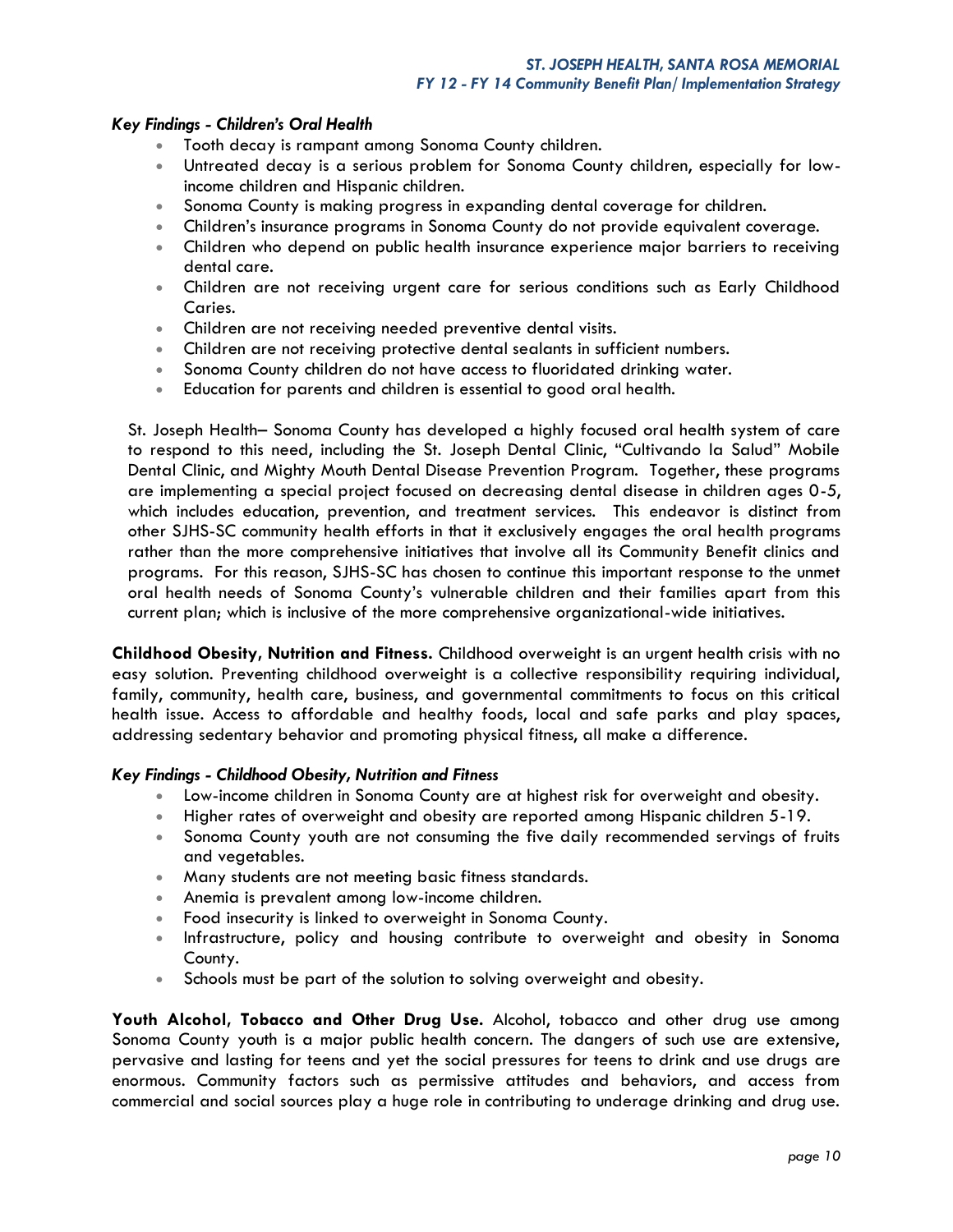### *Key Findings - Children's Oral Health*

- Tooth decay is rampant among Sonoma County children.
- Untreated decay is a serious problem for Sonoma County children, especially for low-income children and Hispanic children.
- Sonoma County is making progress in expanding dental coverage for children.
- Children's insurance programs in Sonoma County do not provide equivalent coverage.
- Children who depend on public health insurance experience major barriers to receiving dental care.
- Children are not receiving urgent care for serious conditions such as Early Childhood Caries.
- Children are not receiving needed preventive dental visits.
- Children are not receiving protective dental sealants in sufficient numbers.
- Sonoma County children do not have access to fluoridated drinking water.
- Education for parents and children is essential to good oral health.

St. Joseph Health– Sonoma County has developed a highly focused oral health system of care to respond to this need, including the St. Joseph Dental Clinic, "Cultivando la Salud" Mobile Dental Clinic, and Mighty Mouth Dental Disease Prevention Program. Together, these programs are implementing a special project focused on decreasing dental disease in children ages 0-5, which includes education, prevention, and treatment services. This endeavor is distinct from other SJHS-SC community health efforts in that it exclusively engages the oral health programs rather than the more comprehensive initiatives that involve all its Community Benefit clinics and programs. For this reason, SJHS-SC has chosen to continue this important response to the unmet oral health needs of Sonoma County's vulnerable children and their families apart from this current plan; which is inclusive of the more comprehensive organizational-wide initiatives.

**Childhood Obesity, Nutrition and Fitness.** Childhood overweight is an urgent health crisis with no easy solution. Preventing childhood overweight is a collective responsibility requiring individual, family, community, health care, business, and governmental commitments to focus on this critical health issue. Access to affordable and healthy foods, local and safe parks and play spaces, addressing sedentary behavior and promoting physical fitness, all make a difference.

### *Key Findings - Childhood Obesity, Nutrition and Fitness*

- Low-income children in Sonoma County are at highest risk for overweight and obesity.
- Higher rates of overweight and obesity are reported among Hispanic children 5-19.
- Sonoma County youth are not consuming the five daily recommended servings of fruits and vegetables.
- Many students are not meeting basic fitness standards.
- Anemia is prevalent among low-income children.
- Food insecurity is linked to overweight in Sonoma County.
- Infrastructure, policy and housing contribute to overweight and obesity in Sonoma County.
- Schools must be part of the solution to solving overweight and obesity.

**Youth Alcohol, Tobacco and Other Drug Use.** Alcohol, tobacco and other drug use among Sonoma County youth is a major public health concern. The dangers of such use are extensive, pervasive and lasting for teens and yet the social pressures for teens to drink and use drugs are enormous. Community factors such as permissive attitudes and behaviors, and access from commercial and social sources play a huge role in contributing to underage drinking and drug use.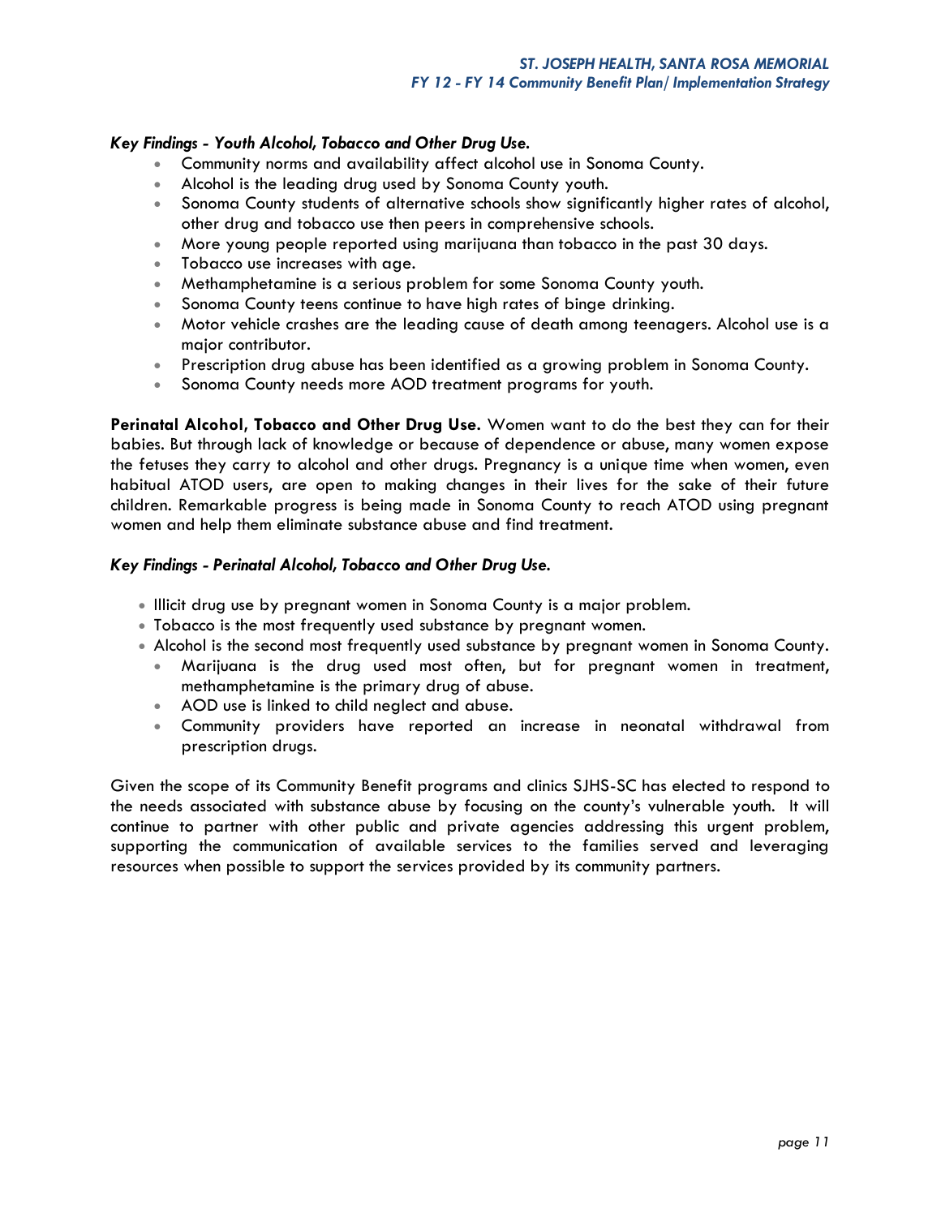*Key Findings - Youth Alcohol, Tobacco and Other Drug Use.*

- Community norms and availability affect alcohol use in Sonoma County.
- Alcohol is the leading drug used by Sonoma County youth.
- Sonoma County students of alternative schools show significantly higher rates of alcohol, other drug and tobacco use then peers in comprehensive schools.
- More young people reported using marijuana than tobacco in the past 30 days.
- Tobacco use increases with age.
- Methamphetamine is a serious problem for some Sonoma County youth.
- Sonoma County teens continue to have high rates of binge drinking.
- Motor vehicle crashes are the leading cause of death among teenagers. Alcohol use is a major contributor.
- Prescription drug abuse has been identified as a growing problem in Sonoma County.
- Sonoma County needs more AOD treatment programs for youth.

**Perinatal Alcohol, Tobacco and Other Drug Use.** Women want to do the best they can for their babies. But through lack of knowledge or because of dependence or abuse, many women expose the fetuses they carry to alcohol and other drugs. Pregnancy is a unique time when women, even habitual ATOD users, are open to making changes in their lives for the sake of their future children. Remarkable progress is being made in Sonoma County to reach ATOD using pregnant women and help them eliminate substance abuse and find treatment.

*Key Findings - Perinatal Alcohol, Tobacco and Other Drug Use.*

- Illicit drug use by pregnant women in Sonoma County is a major problem.
- Tobacco is the most frequently used substance by pregnant women.
- Alcohol is the second most frequently used substance by pregnant women in Sonoma County.
  - Marijuana is the drug used most often, but for pregnant women in treatment, methamphetamine is the primary drug of abuse.
  - AOD use is linked to child neglect and abuse.
  - Community providers have reported an increase in neonatal withdrawal from prescription drugs.

Given the scope of its Community Benefit programs and clinics SJHS-SC has elected to respond to the needs associated with substance abuse by focusing on the county's vulnerable youth. It will continue to partner with other public and private agencies addressing this urgent problem, supporting the communication of available services to the families served and leveraging resources when possible to support the services provided by its community partners.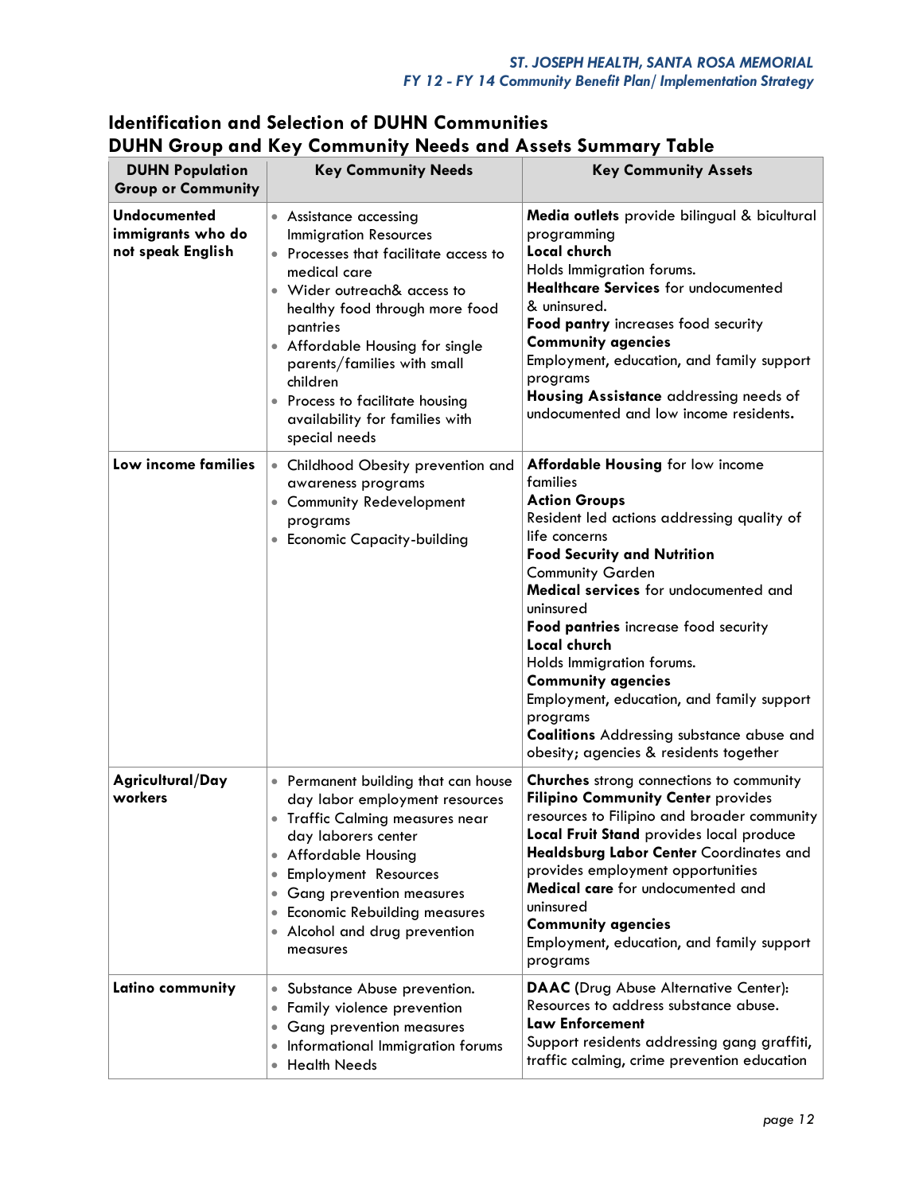## Identification and Selection of DUHN Communities

## DUHN Group and Key Community Needs and Assets Summary Table

| DUHN Population Group or Community | Key Community Needs | Key Community Assets |
|---|---|---|
| **Undocumented immigrants who do not speak English** | • Assistance accessing Immigration Resources<br>• Processes that facilitate access to medical care<br>• Wider outreach& access to healthy food through more food pantries<br>• Affordable Housing for single parents/families with small children<br>• Process to facilitate housing availability for families with special needs | **Media outlets** provide bilingual & bicultural programming<br>**Local church**<br>Holds Immigration forums.<br>**Healthcare Services** for undocumented & uninsured.<br>**Food pantry** increases food security<br>**Community agencies**<br>Employment, education, and family support programs<br>**Housing Assistance** addressing needs of undocumented and low income residents. |
| **Low income families** | • Childhood Obesity prevention and awareness programs<br>• Community Redevelopment programs<br>• Economic Capacity-building | **Affordable Housing** for low income families<br>**Action Groups**<br>Resident led actions addressing quality of life concerns<br>**Food Security and Nutrition**<br>Community Garden<br>**Medical services** for undocumented and uninsured<br>**Food pantries** increase food security<br>**Local church**<br>Holds Immigration forums.<br>**Community agencies**<br>Employment, education, and family support programs<br>**Coalitions** Addressing substance abuse and obesity; agencies & residents together |
| **Agricultural/Day workers** | • Permanent building that can house day labor employment resources<br>• Traffic Calming measures near day laborers center<br>• Affordable Housing<br>• Employment Resources<br>• Gang prevention measures<br>• Economic Rebuilding measures<br>• Alcohol and drug prevention measures | **Churches** strong connections to community<br>**Filipino Community Center** provides resources to Filipino and broader community<br>**Local Fruit Stand** provides local produce<br>**Healdsburg Labor Center** Coordinates and provides employment opportunities<br>**Medical care** for undocumented and uninsured<br>**Community agencies**<br>Employment, education, and family support programs |
| **Latino community** | • Substance Abuse prevention.<br>• Family violence prevention<br>• Gang prevention measures<br>• Informational Immigration forums<br>• Health Needs | **DAAC** (Drug Abuse Alternative Center): Resources to address substance abuse.<br>**Law Enforcement**<br>Support residents addressing gang graffiti, traffic calming, crime prevention education |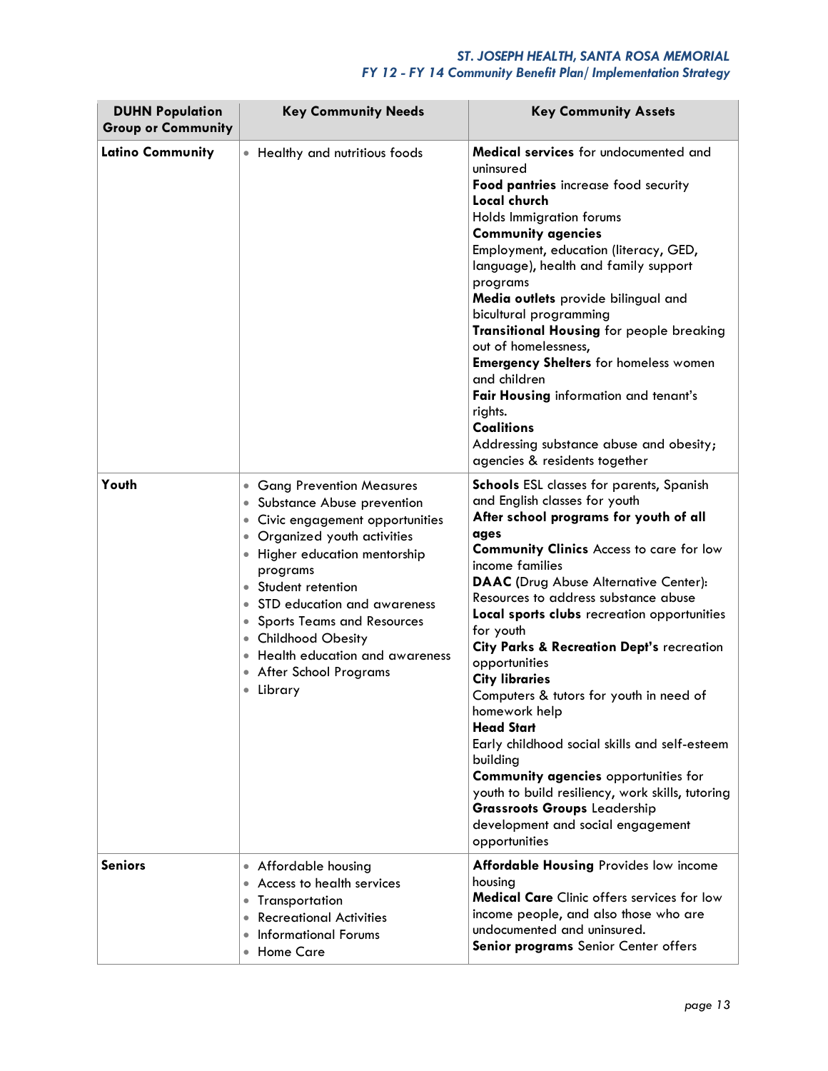| DUHN Population Group or Community | Key Community Needs | Key Community Assets |
|---|---|---|
| **Latino Community** | • Healthy and nutritious foods | **Medical services** for undocumented and uninsured<br>**Food pantries** increase food security<br>**Local church**<br>Holds Immigration forums<br>**Community agencies**<br>Employment, education (literacy, GED, language), health and family support programs<br>**Media outlets** provide bilingual and bicultural programming<br>**Transitional Housing** for people breaking out of homelessness,<br>**Emergency Shelters** for homeless women and children<br>**Fair Housing** information and tenant's rights.<br>**Coalitions**<br>Addressing substance abuse and obesity; agencies & residents together |
| **Youth** | • Gang Prevention Measures<br>• Substance Abuse prevention<br>• Civic engagement opportunities<br>• Organized youth activities<br>• Higher education mentorship programs<br>• Student retention<br>• STD education and awareness<br>• Sports Teams and Resources<br>• Childhood Obesity<br>• Health education and awareness<br>• After School Programs<br>• Library | **Schools** ESL classes for parents, Spanish and English classes for youth<br>**After school programs for youth of all ages**<br>**Community Clinics** Access to care for low income families<br>**DAAC** (Drug Abuse Alternative Center): Resources to address substance abuse<br>**Local sports clubs** recreation opportunities for youth<br>**City Parks & Recreation Dept's** recreation opportunities<br>**City libraries**<br>Computers & tutors for youth in need of homework help<br>**Head Start**<br>Early childhood social skills and self-esteem building<br>**Community agencies** opportunities for youth to build resiliency, work skills, tutoring<br>**Grassroots Groups** Leadership development and social engagement opportunities |
| **Seniors** | • Affordable housing<br>• Access to health services<br>• Transportation<br>• Recreational Activities<br>• Informational Forums<br>• Home Care | **Affordable Housing** Provides low income housing<br>**Medical Care** Clinic offers services for low income people, and also those who are undocumented and uninsured.<br>**Senior programs** Senior Center offers |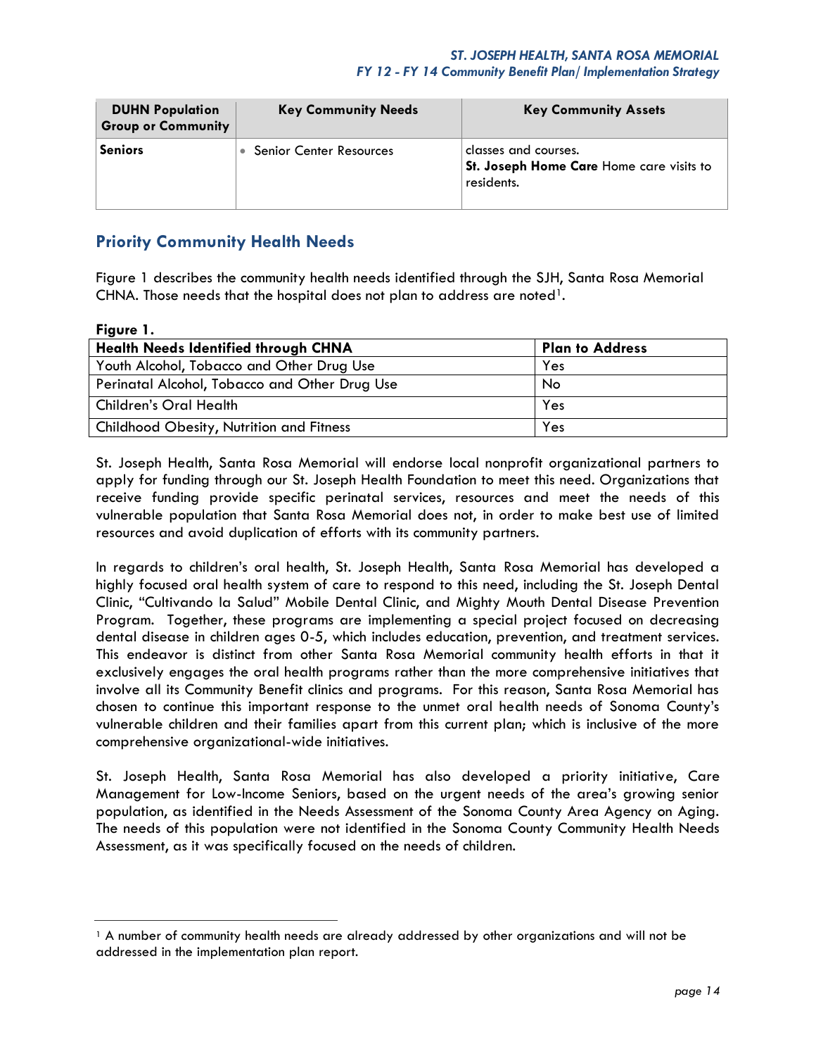| DUHN Population Group or Community | Key Community Needs | Key Community Assets |
|---|---|---|
| **Seniors** | • Senior Center Resources | classes and courses.<br>**St. Joseph Home Care** Home care visits to residents. |

## Priority Community Health Needs

Figure 1 describes the community health needs identified through the SJH, Santa Rosa Memorial CHNA. Those needs that the hospital does not plan to address are noted[1].

**Figure 1.**

| Health Needs Identified through CHNA | Plan to Address |
|---|---|
| Youth Alcohol, Tobacco and Other Drug Use | Yes |
| Perinatal Alcohol, Tobacco and Other Drug Use | No |
| Children's Oral Health | Yes |
| Childhood Obesity, Nutrition and Fitness | Yes |

St. Joseph Health, Santa Rosa Memorial will endorse local nonprofit organizational partners to apply for funding through our St. Joseph Health Foundation to meet this need. Organizations that receive funding provide specific perinatal services, resources and meet the needs of this vulnerable population that Santa Rosa Memorial does not, in order to make best use of limited resources and avoid duplication of efforts with its community partners.

In regards to children's oral health, St. Joseph Health, Santa Rosa Memorial has developed a highly focused oral health system of care to respond to this need, including the St. Joseph Dental Clinic, "Cultivando la Salud" Mobile Dental Clinic, and Mighty Mouth Dental Disease Prevention Program. Together, these programs are implementing a special project focused on decreasing dental disease in children ages 0-5, which includes education, prevention, and treatment services. This endeavor is distinct from other Santa Rosa Memorial community health efforts in that it exclusively engages the oral health programs rather than the more comprehensive initiatives that involve all its Community Benefit clinics and programs. For this reason, Santa Rosa Memorial has chosen to continue this important response to the unmet oral health needs of Sonoma County's vulnerable children and their families apart from this current plan; which is inclusive of the more comprehensive organizational-wide initiatives.

St. Joseph Health, Santa Rosa Memorial has also developed a priority initiative, Care Management for Low-Income Seniors, based on the urgent needs of the area's growing senior population, as identified in the Needs Assessment of the Sonoma County Area Agency on Aging. The needs of this population were not identified in the Sonoma County Community Health Needs Assessment, as it was specifically focused on the needs of children.

[1] A number of community health needs are already addressed by other organizations and will not be addressed in the implementation plan report.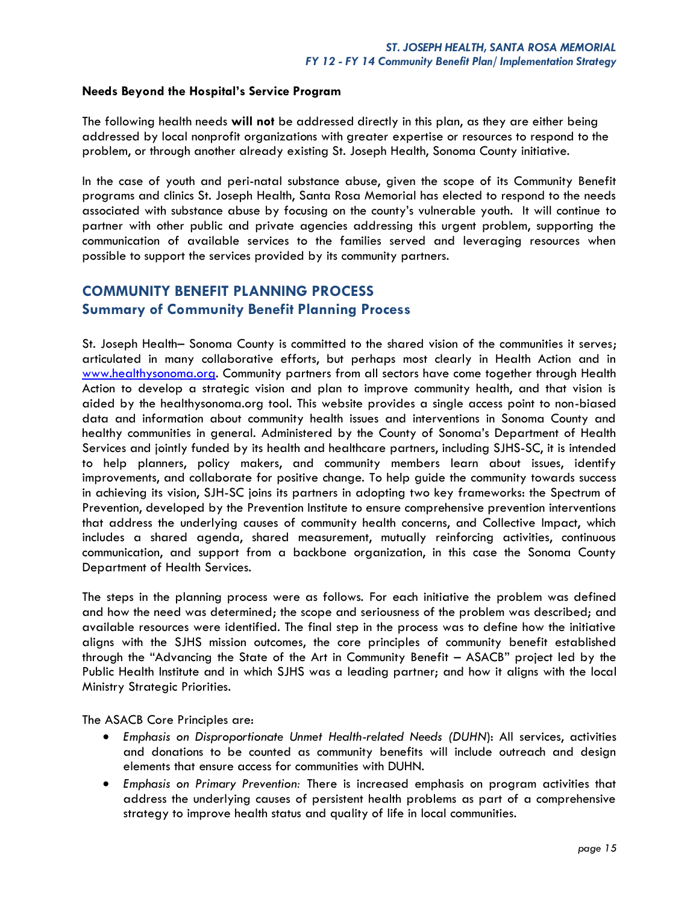**Needs Beyond the Hospital's Service Program**

The following health needs **will not** be addressed directly in this plan, as they are either being addressed by local nonprofit organizations with greater expertise or resources to respond to the problem, or through another already existing St. Joseph Health, Sonoma County initiative.

In the case of youth and peri-natal substance abuse, given the scope of its Community Benefit programs and clinics St. Joseph Health, Santa Rosa Memorial has elected to respond to the needs associated with substance abuse by focusing on the county's vulnerable youth. It will continue to partner with other public and private agencies addressing this urgent problem, supporting the communication of available services to the families served and leveraging resources when possible to support the services provided by its community partners.

## COMMUNITY BENEFIT PLANNING PROCESS

### Summary of Community Benefit Planning Process

St. Joseph Health– Sonoma County is committed to the shared vision of the communities it serves; articulated in many collaborative efforts, but perhaps most clearly in Health Action and in www.healthysonoma.org. Community partners from all sectors have come together through Health Action to develop a strategic vision and plan to improve community health, and that vision is aided by the healthysonoma.org tool. This website provides a single access point to non-biased data and information about community health issues and interventions in Sonoma County and healthy communities in general. Administered by the County of Sonoma's Department of Health Services and jointly funded by its health and healthcare partners, including SJHS-SC, it is intended to help planners, policy makers, and community members learn about issues, identify improvements, and collaborate for positive change. To help guide the community towards success in achieving its vision, SJH-SC joins its partners in adopting two key frameworks: the Spectrum of Prevention, developed by the Prevention Institute to ensure comprehensive prevention interventions that address the underlying causes of community health concerns, and Collective Impact, which includes a shared agenda, shared measurement, mutually reinforcing activities, continuous communication, and support from a backbone organization, in this case the Sonoma County Department of Health Services.

The steps in the planning process were as follows. For each initiative the problem was defined and how the need was determined; the scope and seriousness of the problem was described; and available resources were identified. The final step in the process was to define how the initiative aligns with the SJHS mission outcomes, the core principles of community benefit established through the "Advancing the State of the Art in Community Benefit – ASACB" project led by the Public Health Institute and in which SJHS was a leading partner; and how it aligns with the local Ministry Strategic Priorities.

The ASACB Core Principles are:

- *Emphasis on Disproportionate Unmet Health-related Needs (DUHN*): All services, activities and donations to be counted as community benefits will include outreach and design elements that ensure access for communities with DUHN.
- *Emphasis on Primary Prevention:* There is increased emphasis on program activities that address the underlying causes of persistent health problems as part of a comprehensive strategy to improve health status and quality of life in local communities.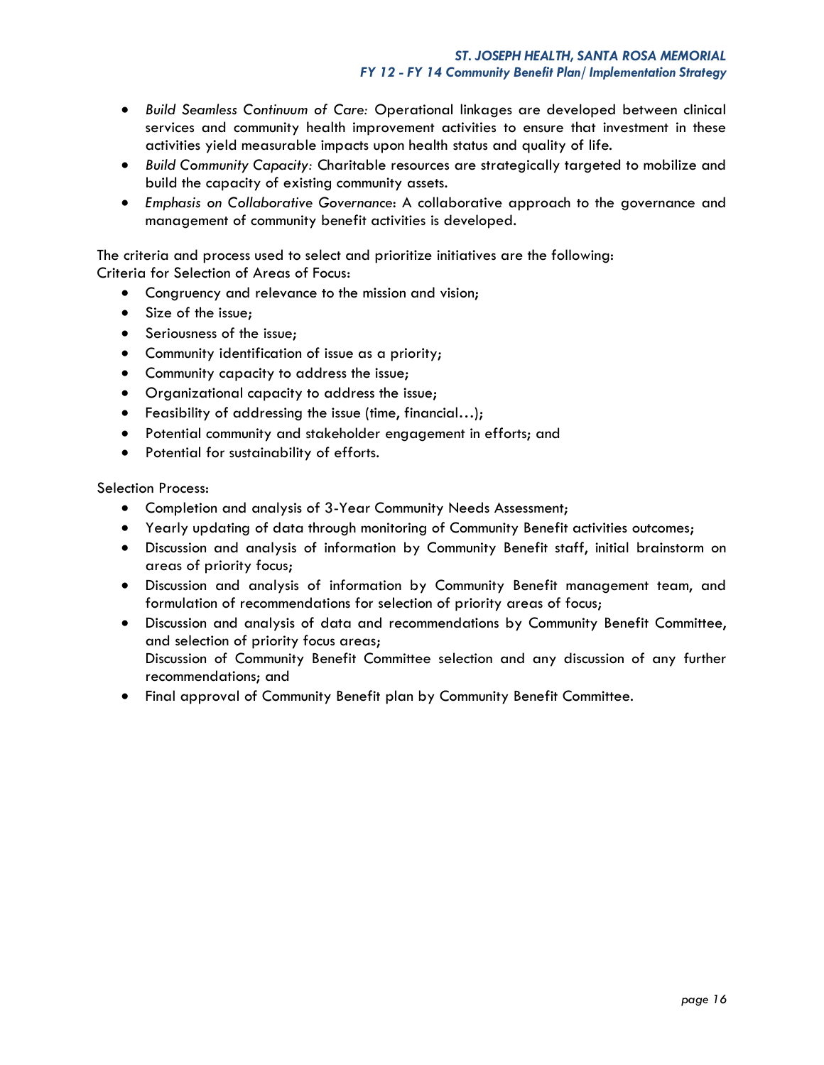- *Build Seamless Continuum of Care:* Operational linkages are developed between clinical services and community health improvement activities to ensure that investment in these activities yield measurable impacts upon health status and quality of life.
- *Build Community Capacity:* Charitable resources are strategically targeted to mobilize and build the capacity of existing community assets.
- *Emphasis on Collaborative Governance*: A collaborative approach to the governance and management of community benefit activities is developed.

The criteria and process used to select and prioritize initiatives are the following:
Criteria for Selection of Areas of Focus:

- Congruency and relevance to the mission and vision;
- Size of the issue;
- Seriousness of the issue;
- Community identification of issue as a priority;
- Community capacity to address the issue;
- Organizational capacity to address the issue;
- Feasibility of addressing the issue (time, financial…);
- Potential community and stakeholder engagement in efforts; and
- Potential for sustainability of efforts.

Selection Process:

- Completion and analysis of 3-Year Community Needs Assessment;
- Yearly updating of data through monitoring of Community Benefit activities outcomes;
- Discussion and analysis of information by Community Benefit staff, initial brainstorm on areas of priority focus;
- Discussion and analysis of information by Community Benefit management team, and formulation of recommendations for selection of priority areas of focus;
- Discussion and analysis of data and recommendations by Community Benefit Committee, and selection of priority focus areas;
  Discussion of Community Benefit Committee selection and any discussion of any further recommendations; and
- Final approval of Community Benefit plan by Community Benefit Committee.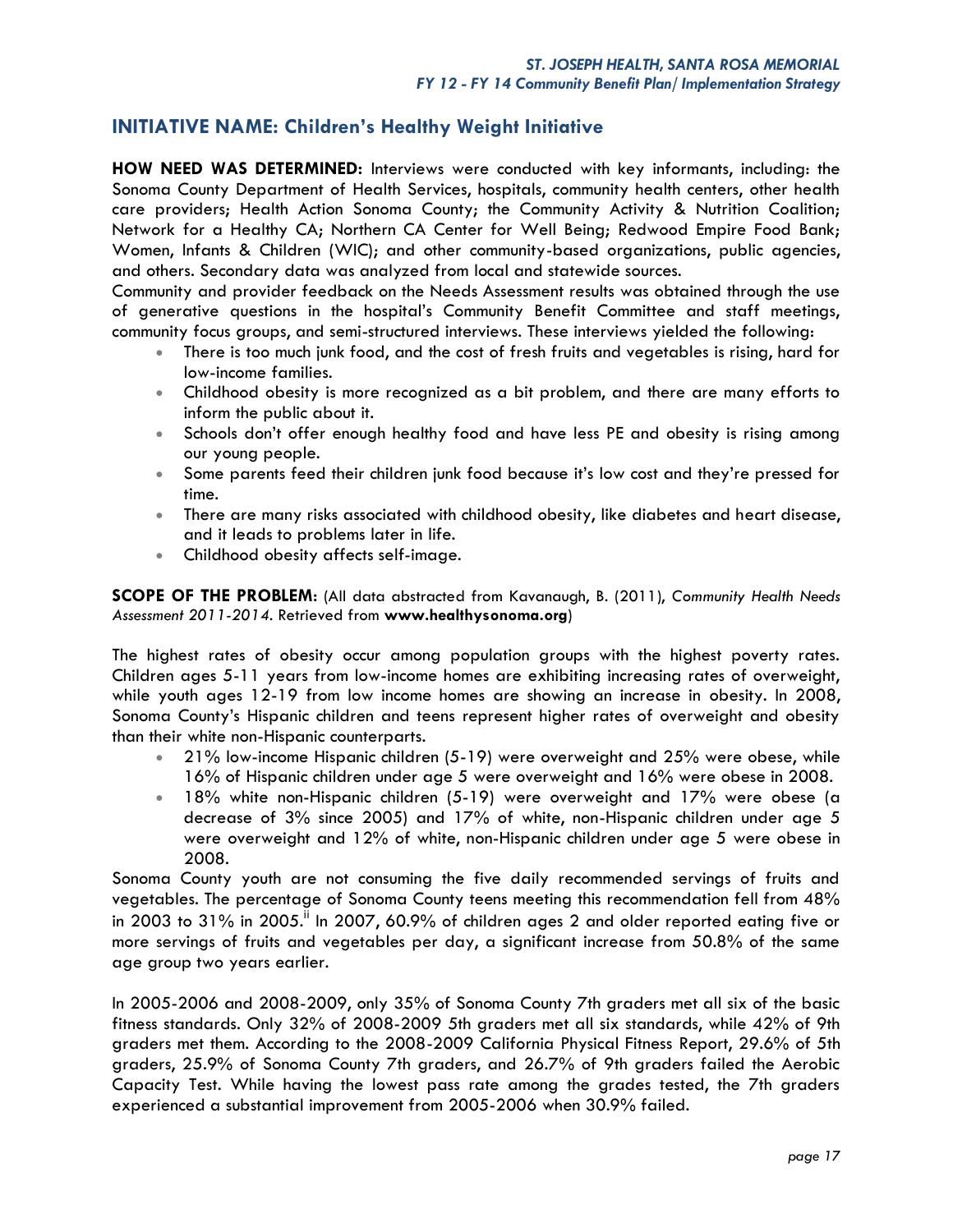## INITIATIVE NAME: Children's Healthy Weight Initiative

**HOW NEED WAS DETERMINED:** Interviews were conducted with key informants, including: the Sonoma County Department of Health Services, hospitals, community health centers, other health care providers; Health Action Sonoma County; the Community Activity & Nutrition Coalition; Network for a Healthy CA; Northern CA Center for Well Being; Redwood Empire Food Bank; Women, Infants & Children (WIC); and other community-based organizations, public agencies, and others. Secondary data was analyzed from local and statewide sources.

Community and provider feedback on the Needs Assessment results was obtained through the use of generative questions in the hospital's Community Benefit Committee and staff meetings, community focus groups, and semi-structured interviews. These interviews yielded the following:

- There is too much junk food, and the cost of fresh fruits and vegetables is rising, hard for low-income families.
- Childhood obesity is more recognized as a bit problem, and there are many efforts to inform the public about it.
- Schools don't offer enough healthy food and have less PE and obesity is rising among our young people.
- Some parents feed their children junk food because it's low cost and they're pressed for time.
- There are many risks associated with childhood obesity, like diabetes and heart disease, and it leads to problems later in life.
- Childhood obesity affects self-image.

**SCOPE OF THE PROBLEM:** (All data abstracted from Kavanaugh, B. (2011), *Community Health Needs Assessment 2011-2014*. Retrieved from **www.healthysonoma.org**)

The highest rates of obesity occur among population groups with the highest poverty rates. Children ages 5-11 years from low-income homes are exhibiting increasing rates of overweight, while youth ages 12-19 from low income homes are showing an increase in obesity. In 2008, Sonoma County's Hispanic children and teens represent higher rates of overweight and obesity than their white non-Hispanic counterparts.

- 21% low-income Hispanic children (5-19) were overweight and 25% were obese, while 16% of Hispanic children under age 5 were overweight and 16% were obese in 2008.
- 18% white non-Hispanic children (5-19) were overweight and 17% were obese (a decrease of 3% since 2005) and 17% of white, non-Hispanic children under age 5 were overweight and 12% of white, non-Hispanic children under age 5 were obese in 2008.

Sonoma County youth are not consuming the five daily recommended servings of fruits and vegetables. The percentage of Sonoma County teens meeting this recommendation fell from 48% in 2003 to 31% in 2005.[ii] In 2007, 60.9% of children ages 2 and older reported eating five or more servings of fruits and vegetables per day, a significant increase from 50.8% of the same age group two years earlier.

In 2005-2006 and 2008-2009, only 35% of Sonoma County 7th graders met all six of the basic fitness standards. Only 32% of 2008-2009 5th graders met all six standards, while 42% of 9th graders met them. According to the 2008-2009 California Physical Fitness Report, 29.6% of 5th graders, 25.9% of Sonoma County 7th graders, and 26.7% of 9th graders failed the Aerobic Capacity Test. While having the lowest pass rate among the grades tested, the 7th graders experienced a substantial improvement from 2005-2006 when 30.9% failed.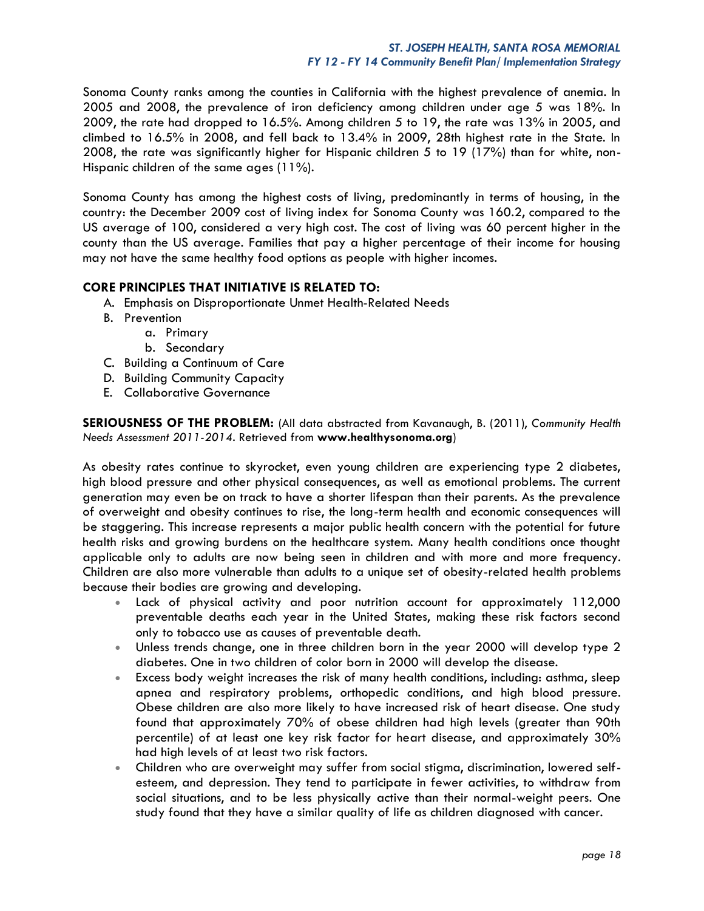Sonoma County ranks among the counties in California with the highest prevalence of anemia. In 2005 and 2008, the prevalence of iron deficiency among children under age 5 was 18%. In 2009, the rate had dropped to 16.5%. Among children 5 to 19, the rate was 13% in 2005, and climbed to 16.5% in 2008, and fell back to 13.4% in 2009, 28th highest rate in the State. In 2008, the rate was significantly higher for Hispanic children 5 to 19 (17%) than for white, non-Hispanic children of the same ages (11%).

Sonoma County has among the highest costs of living, predominantly in terms of housing, in the country: the December 2009 cost of living index for Sonoma County was 160.2, compared to the US average of 100, considered a very high cost. The cost of living was 60 percent higher in the county than the US average. Families that pay a higher percentage of their income for housing may not have the same healthy food options as people with higher incomes.

**CORE PRINCIPLES THAT INITIATIVE IS RELATED TO:**

- A. Emphasis on Disproportionate Unmet Health-Related Needs
- B. Prevention
  - a. Primary
  - b. Secondary
- C. Building a Continuum of Care
- D. Building Community Capacity
- E. Collaborative Governance

**SERIOUSNESS OF THE PROBLEM:** (All data abstracted from Kavanaugh, B. (2011), *Community Health Needs Assessment 2011-2014*. Retrieved from **www.healthysonoma.org**)

As obesity rates continue to skyrocket, even young children are experiencing type 2 diabetes, high blood pressure and other physical consequences, as well as emotional problems. The current generation may even be on track to have a shorter lifespan than their parents. As the prevalence of overweight and obesity continues to rise, the long-term health and economic consequences will be staggering. This increase represents a major public health concern with the potential for future health risks and growing burdens on the healthcare system. Many health conditions once thought applicable only to adults are now being seen in children and with more and more frequency. Children are also more vulnerable than adults to a unique set of obesity-related health problems because their bodies are growing and developing.

- Lack of physical activity and poor nutrition account for approximately 112,000 preventable deaths each year in the United States, making these risk factors second only to tobacco use as causes of preventable death.
- Unless trends change, one in three children born in the year 2000 will develop type 2 diabetes. One in two children of color born in 2000 will develop the disease.
- Excess body weight increases the risk of many health conditions, including: asthma, sleep apnea and respiratory problems, orthopedic conditions, and high blood pressure. Obese children are also more likely to have increased risk of heart disease. One study found that approximately 70% of obese children had high levels (greater than 90th percentile) of at least one key risk factor for heart disease, and approximately 30% had high levels of at least two risk factors.
- Children who are overweight may suffer from social stigma, discrimination, lowered self-esteem, and depression. They tend to participate in fewer activities, to withdraw from social situations, and to be less physically active than their normal-weight peers. One study found that they have a similar quality of life as children diagnosed with cancer.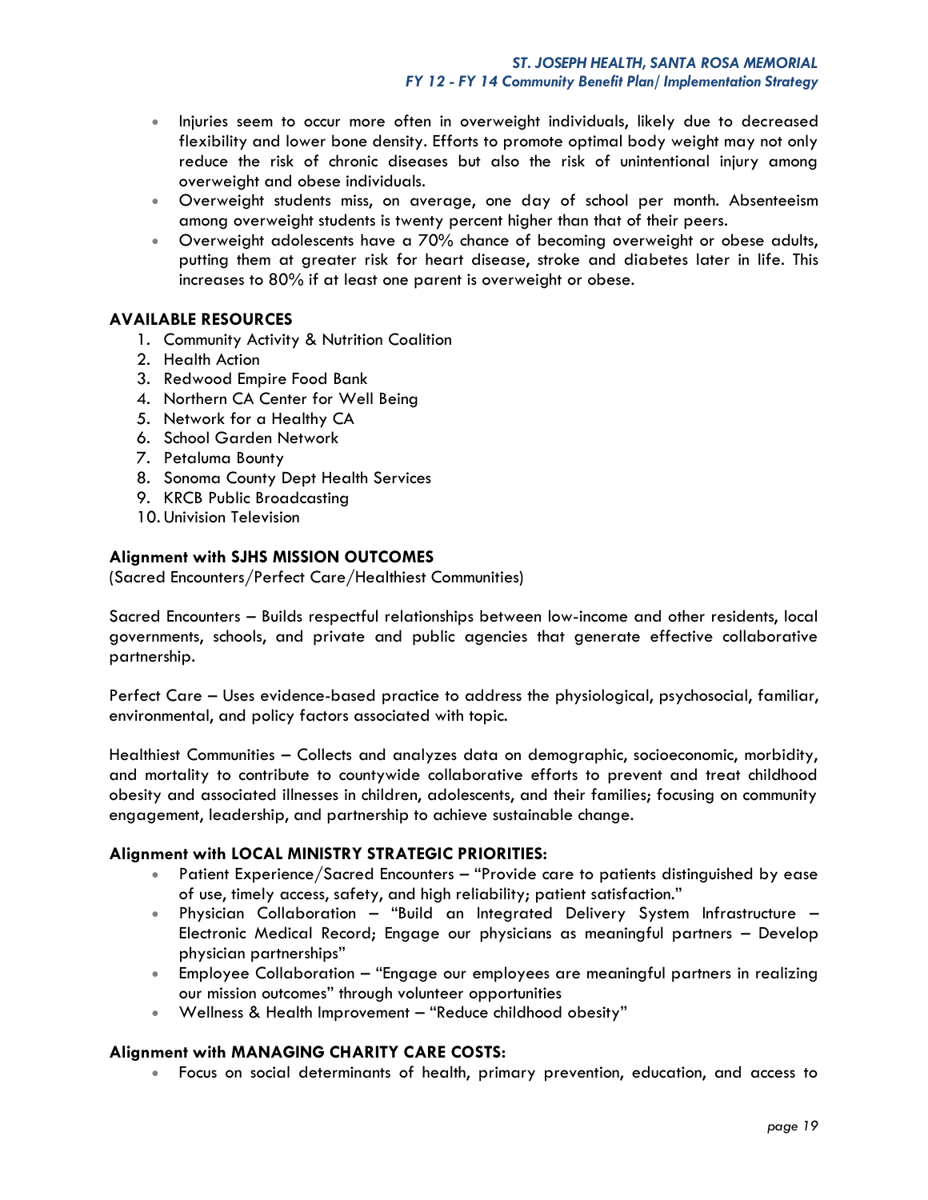- Injuries seem to occur more often in overweight individuals, likely due to decreased flexibility and lower bone density. Efforts to promote optimal body weight may not only reduce the risk of chronic diseases but also the risk of unintentional injury among overweight and obese individuals.
- Overweight students miss, on average, one day of school per month. Absenteeism among overweight students is twenty percent higher than that of their peers.
- Overweight adolescents have a 70% chance of becoming overweight or obese adults, putting them at greater risk for heart disease, stroke and diabetes later in life. This increases to 80% if at least one parent is overweight or obese.

### AVAILABLE RESOURCES

1. Community Activity & Nutrition Coalition
2. Health Action
3. Redwood Empire Food Bank
4. Northern CA Center for Well Being
5. Network for a Healthy CA
6. School Garden Network
7. Petaluma Bounty
8. Sonoma County Dept Health Services
9. KRCB Public Broadcasting
10. Univision Television

### Alignment with SJHS MISSION OUTCOMES

(Sacred Encounters/Perfect Care/Healthiest Communities)

Sacred Encounters – Builds respectful relationships between low-income and other residents, local governments, schools, and private and public agencies that generate effective collaborative partnership.

Perfect Care – Uses evidence-based practice to address the physiological, psychosocial, familiar, environmental, and policy factors associated with topic.

Healthiest Communities – Collects and analyzes data on demographic, socioeconomic, morbidity, and mortality to contribute to countywide collaborative efforts to prevent and treat childhood obesity and associated illnesses in children, adolescents, and their families; focusing on community engagement, leadership, and partnership to achieve sustainable change.

### Alignment with LOCAL MINISTRY STRATEGIC PRIORITIES:

- Patient Experience/Sacred Encounters – "Provide care to patients distinguished by ease of use, timely access, safety, and high reliability; patient satisfaction."
- Physician Collaboration – "Build an Integrated Delivery System Infrastructure – Electronic Medical Record; Engage our physicians as meaningful partners – Develop physician partnerships"
- Employee Collaboration – "Engage our employees are meaningful partners in realizing our mission outcomes" through volunteer opportunities
- Wellness & Health Improvement – "Reduce childhood obesity"

### Alignment with MANAGING CHARITY CARE COSTS:

- Focus on social determinants of health, primary prevention, education, and access to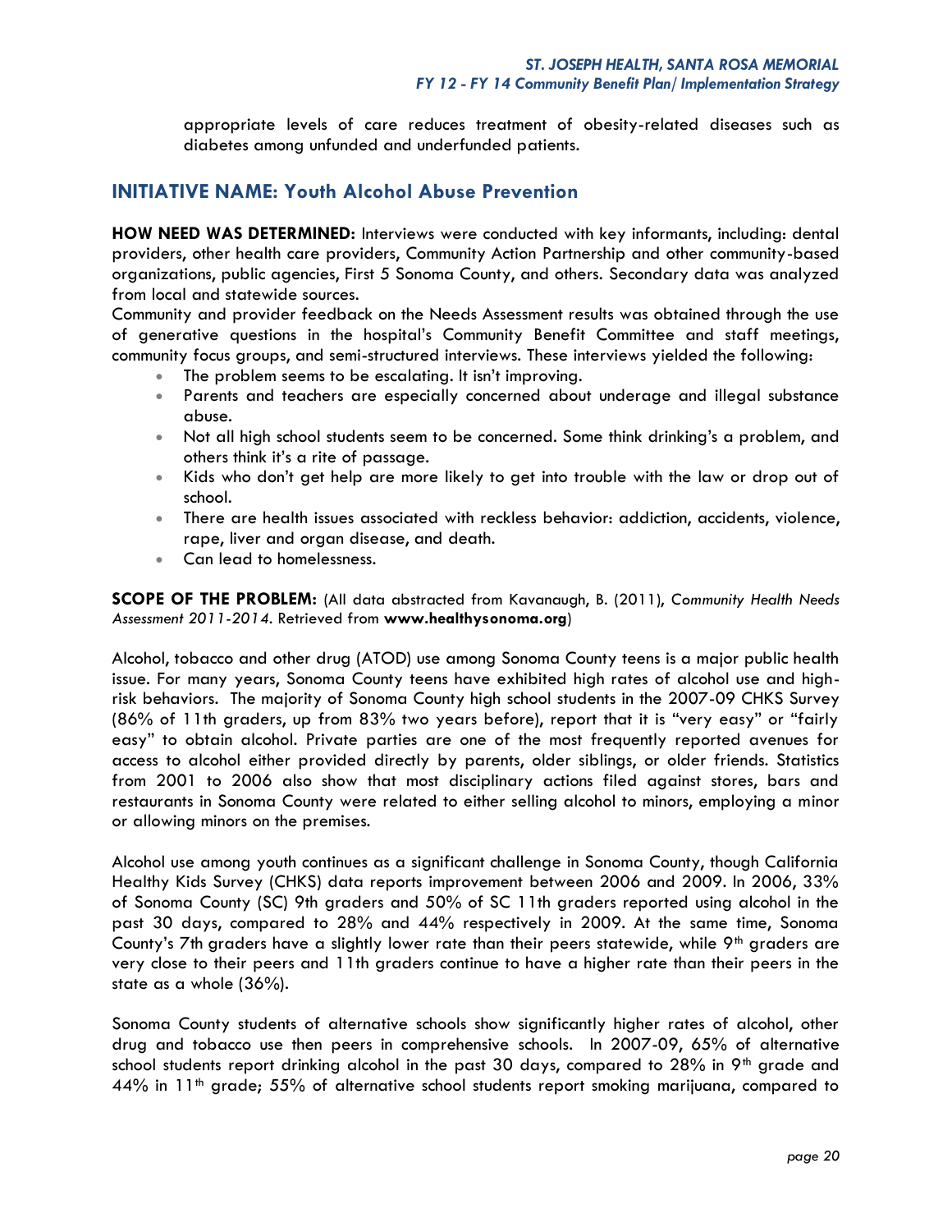appropriate levels of care reduces treatment of obesity-related diseases such as diabetes among unfunded and underfunded patients.

## INITIATIVE NAME: Youth Alcohol Abuse Prevention

**HOW NEED WAS DETERMINED:** Interviews were conducted with key informants, including: dental providers, other health care providers, Community Action Partnership and other community-based organizations, public agencies, First 5 Sonoma County, and others. Secondary data was analyzed from local and statewide sources.

Community and provider feedback on the Needs Assessment results was obtained through the use of generative questions in the hospital's Community Benefit Committee and staff meetings, community focus groups, and semi-structured interviews. These interviews yielded the following:

- The problem seems to be escalating. It isn't improving.
- Parents and teachers are especially concerned about underage and illegal substance abuse.
- Not all high school students seem to be concerned. Some think drinking's a problem, and others think it's a rite of passage.
- Kids who don't get help are more likely to get into trouble with the law or drop out of school.
- There are health issues associated with reckless behavior: addiction, accidents, violence, rape, liver and organ disease, and death.
- Can lead to homelessness.

**SCOPE OF THE PROBLEM:** (All data abstracted from Kavanaugh, B. (2011), *Community Health Needs Assessment 2011-2014.* Retrieved from **www.healthysonoma.org**)

Alcohol, tobacco and other drug (ATOD) use among Sonoma County teens is a major public health issue. For many years, Sonoma County teens have exhibited high rates of alcohol use and high-risk behaviors. The majority of Sonoma County high school students in the 2007-09 CHKS Survey (86% of 11th graders, up from 83% two years before), report that it is "very easy" or "fairly easy" to obtain alcohol. Private parties are one of the most frequently reported avenues for access to alcohol either provided directly by parents, older siblings, or older friends. Statistics from 2001 to 2006 also show that most disciplinary actions filed against stores, bars and restaurants in Sonoma County were related to either selling alcohol to minors, employing a minor or allowing minors on the premises.

Alcohol use among youth continues as a significant challenge in Sonoma County, though California Healthy Kids Survey (CHKS) data reports improvement between 2006 and 2009. In 2006, 33% of Sonoma County (SC) 9th graders and 50% of SC 11th graders reported using alcohol in the past 30 days, compared to 28% and 44% respectively in 2009. At the same time, Sonoma County's 7th graders have a slightly lower rate than their peers statewide, while 9th graders are very close to their peers and 11th graders continue to have a higher rate than their peers in the state as a whole (36%).

Sonoma County students of alternative schools show significantly higher rates of alcohol, other drug and tobacco use then peers in comprehensive schools. In 2007-09, 65% of alternative school students report drinking alcohol in the past 30 days, compared to 28% in 9th grade and 44% in 11th grade; 55% of alternative school students report smoking marijuana, compared to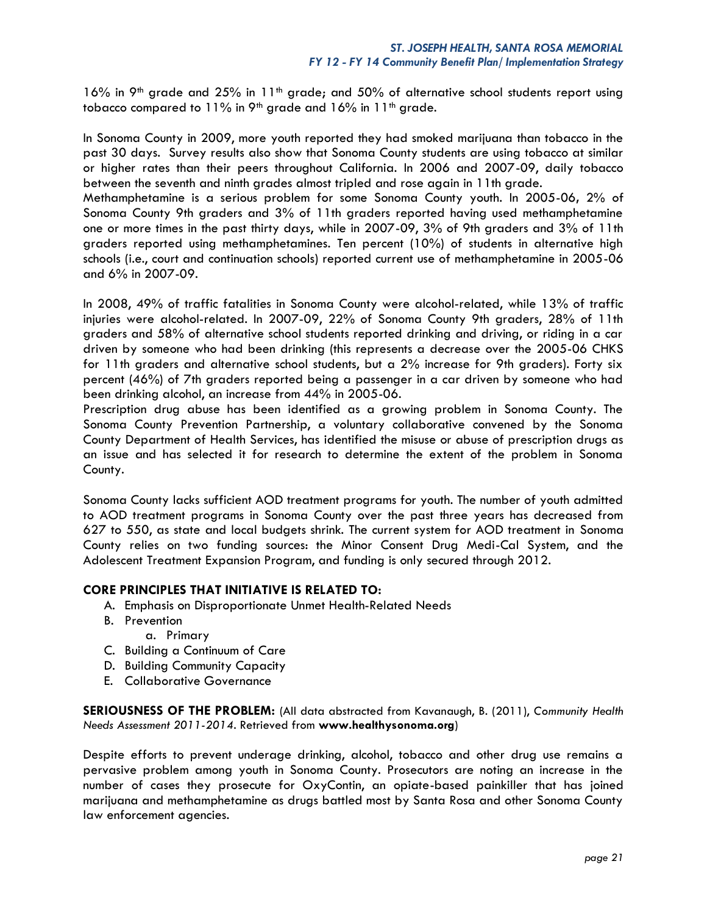16% in 9th grade and 25% in 11th grade; and 50% of alternative school students report using tobacco compared to 11% in 9th grade and 16% in 11th grade.

In Sonoma County in 2009, more youth reported they had smoked marijuana than tobacco in the past 30 days. Survey results also show that Sonoma County students are using tobacco at similar or higher rates than their peers throughout California. In 2006 and 2007-09, daily tobacco between the seventh and ninth grades almost tripled and rose again in 11th grade.

Methamphetamine is a serious problem for some Sonoma County youth. In 2005-06, 2% of Sonoma County 9th graders and 3% of 11th graders reported having used methamphetamine one or more times in the past thirty days, while in 2007-09, 3% of 9th graders and 3% of 11th graders reported using methamphetamines. Ten percent (10%) of students in alternative high schools (i.e., court and continuation schools) reported current use of methamphetamine in 2005-06 and 6% in 2007-09.

In 2008, 49% of traffic fatalities in Sonoma County were alcohol-related, while 13% of traffic injuries were alcohol-related. In 2007-09, 22% of Sonoma County 9th graders, 28% of 11th graders and 58% of alternative school students reported drinking and driving, or riding in a car driven by someone who had been drinking (this represents a decrease over the 2005-06 CHKS for 11th graders and alternative school students, but a 2% increase for 9th graders). Forty six percent (46%) of 7th graders reported being a passenger in a car driven by someone who had been drinking alcohol, an increase from 44% in 2005-06.

Prescription drug abuse has been identified as a growing problem in Sonoma County. The Sonoma County Prevention Partnership, a voluntary collaborative convened by the Sonoma County Department of Health Services, has identified the misuse or abuse of prescription drugs as an issue and has selected it for research to determine the extent of the problem in Sonoma County.

Sonoma County lacks sufficient AOD treatment programs for youth. The number of youth admitted to AOD treatment programs in Sonoma County over the past three years has decreased from 627 to 550, as state and local budgets shrink. The current system for AOD treatment in Sonoma County relies on two funding sources: the Minor Consent Drug Medi-Cal System, and the Adolescent Treatment Expansion Program, and funding is only secured through 2012.

### CORE PRINCIPLES THAT INITIATIVE IS RELATED TO:

A. Emphasis on Disproportionate Unmet Health-Related Needs
B. Prevention
   a. Primary
C. Building a Continuum of Care
D. Building Community Capacity
E. Collaborative Governance

**SERIOUSNESS OF THE PROBLEM:** (All data abstracted from Kavanaugh, B. (2011), *Community Health Needs Assessment 2011-2014*. Retrieved from **www.healthysonoma.org**)

Despite efforts to prevent underage drinking, alcohol, tobacco and other drug use remains a pervasive problem among youth in Sonoma County. Prosecutors are noting an increase in the number of cases they prosecute for OxyContin, an opiate-based painkiller that has joined marijuana and methamphetamine as drugs battled most by Santa Rosa and other Sonoma County law enforcement agencies.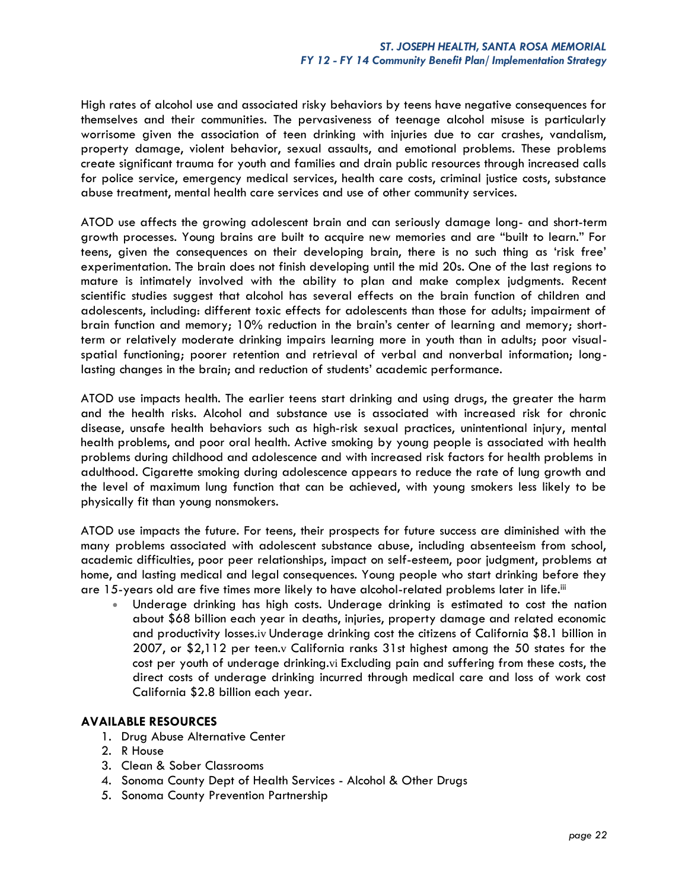High rates of alcohol use and associated risky behaviors by teens have negative consequences for themselves and their communities. The pervasiveness of teenage alcohol misuse is particularly worrisome given the association of teen drinking with injuries due to car crashes, vandalism, property damage, violent behavior, sexual assaults, and emotional problems. These problems create significant trauma for youth and families and drain public resources through increased calls for police service, emergency medical services, health care costs, criminal justice costs, substance abuse treatment, mental health care services and use of other community services.

ATOD use affects the growing adolescent brain and can seriously damage long- and short-term growth processes. Young brains are built to acquire new memories and are "built to learn." For teens, given the consequences on their developing brain, there is no such thing as 'risk free' experimentation. The brain does not finish developing until the mid 20s. One of the last regions to mature is intimately involved with the ability to plan and make complex judgments. Recent scientific studies suggest that alcohol has several effects on the brain function of children and adolescents, including: different toxic effects for adolescents than those for adults; impairment of brain function and memory; 10% reduction in the brain's center of learning and memory; short-term or relatively moderate drinking impairs learning more in youth than in adults; poor visual-spatial functioning; poorer retention and retrieval of verbal and nonverbal information; long-lasting changes in the brain; and reduction of students' academic performance.

ATOD use impacts health. The earlier teens start drinking and using drugs, the greater the harm and the health risks. Alcohol and substance use is associated with increased risk for chronic disease, unsafe health behaviors such as high-risk sexual practices, unintentional injury, mental health problems, and poor oral health. Active smoking by young people is associated with health problems during childhood and adolescence and with increased risk factors for health problems in adulthood. Cigarette smoking during adolescence appears to reduce the rate of lung growth and the level of maximum lung function that can be achieved, with young smokers less likely to be physically fit than young nonsmokers.

ATOD use impacts the future. For teens, their prospects for future success are diminished with the many problems associated with adolescent substance abuse, including absenteeism from school, academic difficulties, poor peer relationships, impact on self-esteem, poor judgment, problems at home, and lasting medical and legal consequences. Young people who start drinking before they are 15-years old are five times more likely to have alcohol-related problems later in life.[iii]

- Underage drinking has high costs. Underage drinking is estimated to cost the nation about $68 billion each year in deaths, injuries, property damage and related economic and productivity losses.[iv] Underage drinking cost the citizens of California $8.1 billion in 2007, or $2,112 per teen.[v] California ranks 31st highest among the 50 states for the cost per youth of underage drinking.[vi] Excluding pain and suffering from these costs, the direct costs of underage drinking incurred through medical care and loss of work cost California $2.8 billion each year.

## AVAILABLE RESOURCES

1. Drug Abuse Alternative Center
2. R House
3. Clean & Sober Classrooms
4. Sonoma County Dept of Health Services - Alcohol & Other Drugs
5. Sonoma County Prevention Partnership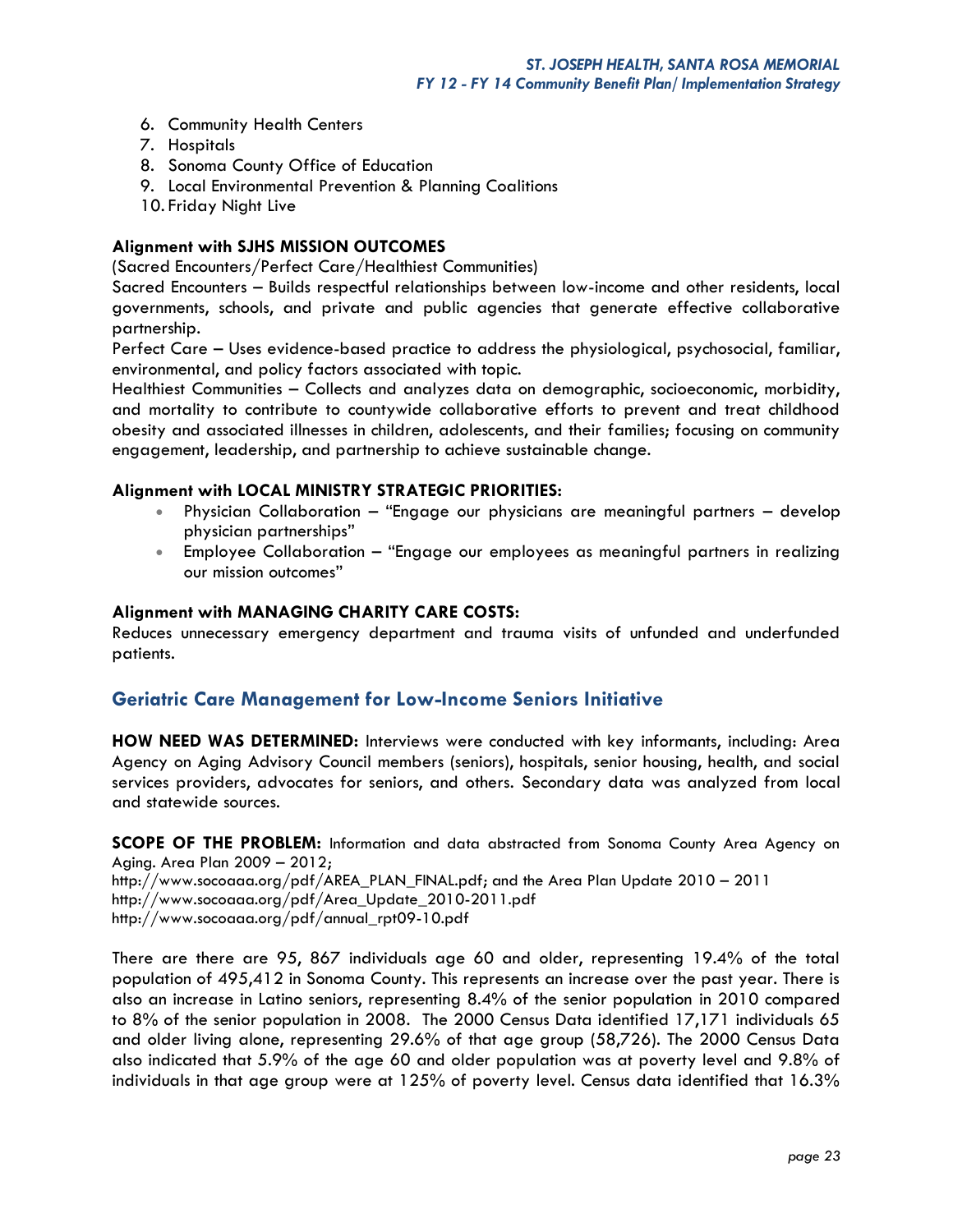6. Community Health Centers
7. Hospitals
8. Sonoma County Office of Education
9. Local Environmental Prevention & Planning Coalitions
10. Friday Night Live

**Alignment with SJHS MISSION OUTCOMES**

(Sacred Encounters/Perfect Care/Healthiest Communities)

Sacred Encounters – Builds respectful relationships between low-income and other residents, local governments, schools, and private and public agencies that generate effective collaborative partnership.

Perfect Care – Uses evidence-based practice to address the physiological, psychosocial, familiar, environmental, and policy factors associated with topic.

Healthiest Communities – Collects and analyzes data on demographic, socioeconomic, morbidity, and mortality to contribute to countywide collaborative efforts to prevent and treat childhood obesity and associated illnesses in children, adolescents, and their families; focusing on community engagement, leadership, and partnership to achieve sustainable change.

**Alignment with LOCAL MINISTRY STRATEGIC PRIORITIES:**

- Physician Collaboration – "Engage our physicians are meaningful partners – develop physician partnerships"
- Employee Collaboration – "Engage our employees as meaningful partners in realizing our mission outcomes"

**Alignment with MANAGING CHARITY CARE COSTS:**

Reduces unnecessary emergency department and trauma visits of unfunded and underfunded patients.

## Geriatric Care Management for Low-Income Seniors Initiative

**HOW NEED WAS DETERMINED:** Interviews were conducted with key informants, including: Area Agency on Aging Advisory Council members (seniors), hospitals, senior housing, health, and social services providers, advocates for seniors, and others. Secondary data was analyzed from local and statewide sources.

**SCOPE OF THE PROBLEM:** Information and data abstracted from Sonoma County Area Agency on Aging. Area Plan 2009 – 2012;
http://www.socoaaa.org/pdf/AREA_PLAN_FINAL.pdf; and the Area Plan Update 2010 – 2011
http://www.socoaaa.org/pdf/Area_Update_2010-2011.pdf
http://www.socoaaa.org/pdf/annual_rpt09-10.pdf

There are there are 95, 867 individuals age 60 and older, representing 19.4% of the total population of 495,412 in Sonoma County. This represents an increase over the past year. There is also an increase in Latino seniors, representing 8.4% of the senior population in 2010 compared to 8% of the senior population in 2008. The 2000 Census Data identified 17,171 individuals 65 and older living alone, representing 29.6% of that age group (58,726). The 2000 Census Data also indicated that 5.9% of the age 60 and older population was at poverty level and 9.8% of individuals in that age group were at 125% of poverty level. Census data identified that 16.3%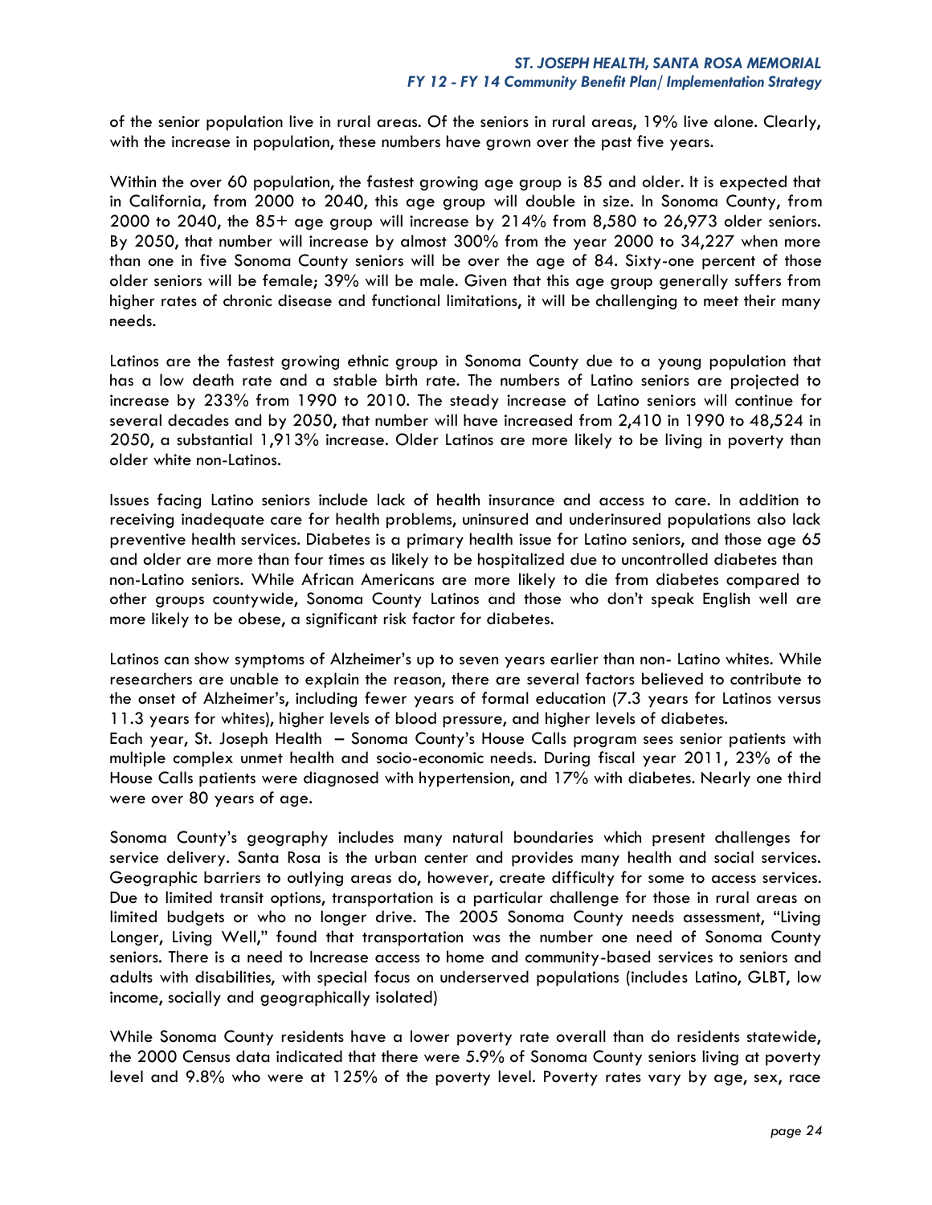of the senior population live in rural areas. Of the seniors in rural areas, 19% live alone. Clearly, with the increase in population, these numbers have grown over the past five years.

Within the over 60 population, the fastest growing age group is 85 and older. It is expected that in California, from 2000 to 2040, this age group will double in size. In Sonoma County, from 2000 to 2040, the 85+ age group will increase by 214% from 8,580 to 26,973 older seniors. By 2050, that number will increase by almost 300% from the year 2000 to 34,227 when more than one in five Sonoma County seniors will be over the age of 84. Sixty-one percent of those older seniors will be female; 39% will be male. Given that this age group generally suffers from higher rates of chronic disease and functional limitations, it will be challenging to meet their many needs.

Latinos are the fastest growing ethnic group in Sonoma County due to a young population that has a low death rate and a stable birth rate. The numbers of Latino seniors are projected to increase by 233% from 1990 to 2010. The steady increase of Latino seniors will continue for several decades and by 2050, that number will have increased from 2,410 in 1990 to 48,524 in 2050, a substantial 1,913% increase. Older Latinos are more likely to be living in poverty than older white non-Latinos.

Issues facing Latino seniors include lack of health insurance and access to care. In addition to receiving inadequate care for health problems, uninsured and underinsured populations also lack preventive health services. Diabetes is a primary health issue for Latino seniors, and those age 65 and older are more than four times as likely to be hospitalized due to uncontrolled diabetes than non-Latino seniors. While African Americans are more likely to die from diabetes compared to other groups countywide, Sonoma County Latinos and those who don't speak English well are more likely to be obese, a significant risk factor for diabetes.

Latinos can show symptoms of Alzheimer's up to seven years earlier than non- Latino whites. While researchers are unable to explain the reason, there are several factors believed to contribute to the onset of Alzheimer's, including fewer years of formal education (7.3 years for Latinos versus 11.3 years for whites), higher levels of blood pressure, and higher levels of diabetes.

Each year, St. Joseph Health – Sonoma County's House Calls program sees senior patients with multiple complex unmet health and socio-economic needs. During fiscal year 2011, 23% of the House Calls patients were diagnosed with hypertension, and 17% with diabetes. Nearly one third were over 80 years of age.

Sonoma County's geography includes many natural boundaries which present challenges for service delivery. Santa Rosa is the urban center and provides many health and social services. Geographic barriers to outlying areas do, however, create difficulty for some to access services. Due to limited transit options, transportation is a particular challenge for those in rural areas on limited budgets or who no longer drive. The 2005 Sonoma County needs assessment, "Living Longer, Living Well," found that transportation was the number one need of Sonoma County seniors. There is a need to Increase access to home and community-based services to seniors and adults with disabilities, with special focus on underserved populations (includes Latino, GLBT, low income, socially and geographically isolated)

While Sonoma County residents have a lower poverty rate overall than do residents statewide, the 2000 Census data indicated that there were 5.9% of Sonoma County seniors living at poverty level and 9.8% who were at 125% of the poverty level. Poverty rates vary by age, sex, race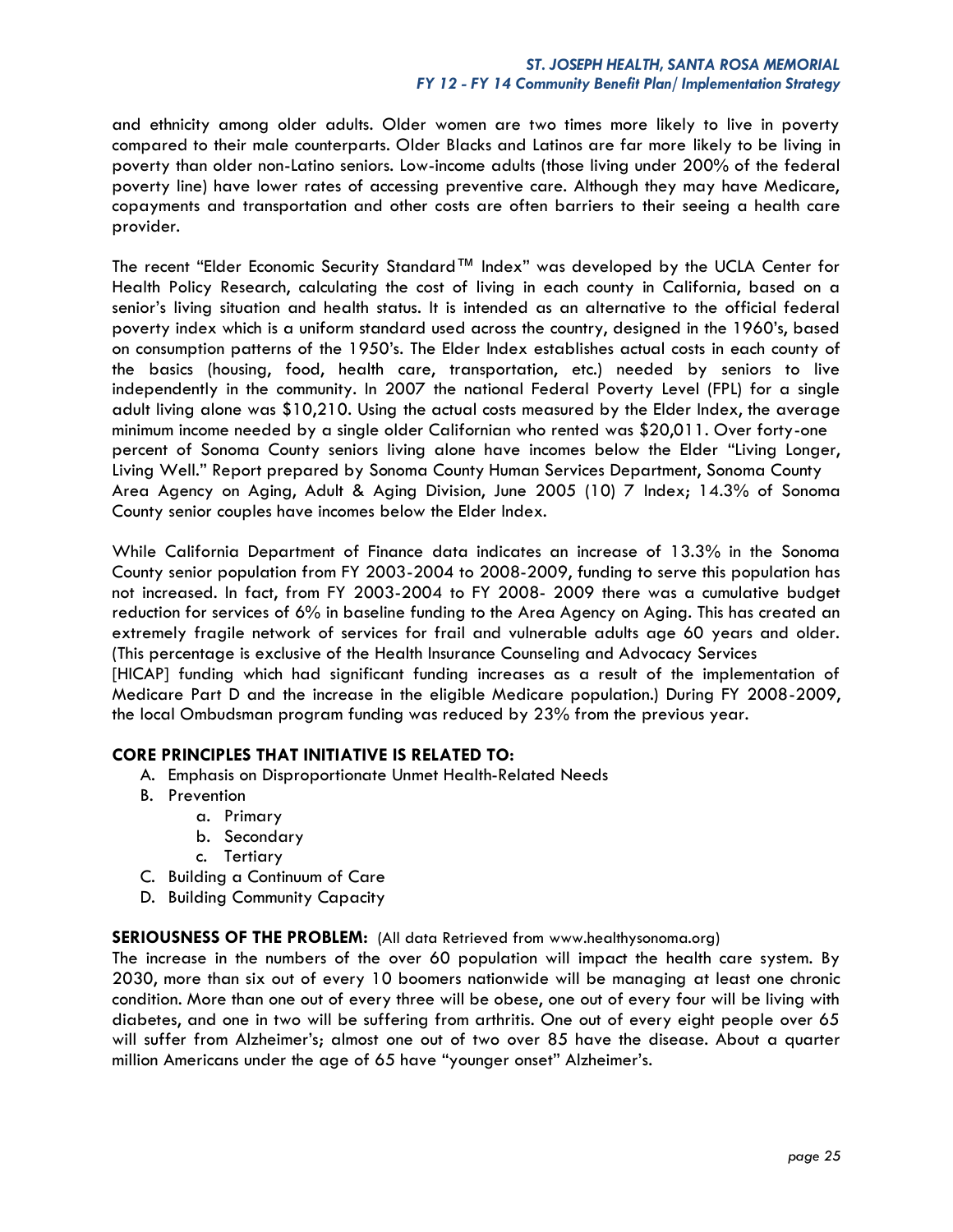and ethnicity among older adults. Older women are two times more likely to live in poverty compared to their male counterparts. Older Blacks and Latinos are far more likely to be living in poverty than older non-Latino seniors. Low-income adults (those living under 200% of the federal poverty line) have lower rates of accessing preventive care. Although they may have Medicare, copayments and transportation and other costs are often barriers to their seeing a health care provider.

The recent "Elder Economic Security Standard™ Index" was developed by the UCLA Center for Health Policy Research, calculating the cost of living in each county in California, based on a senior's living situation and health status. It is intended as an alternative to the official federal poverty index which is a uniform standard used across the country, designed in the 1960's, based on consumption patterns of the 1950's. The Elder Index establishes actual costs in each county of the basics (housing, food, health care, transportation, etc.) needed by seniors to live independently in the community. In 2007 the national Federal Poverty Level (FPL) for a single adult living alone was $10,210. Using the actual costs measured by the Elder Index, the average minimum income needed by a single older Californian who rented was $20,011. Over forty-one percent of Sonoma County seniors living alone have incomes below the Elder "Living Longer, Living Well." Report prepared by Sonoma County Human Services Department, Sonoma County Area Agency on Aging, Adult & Aging Division, June 2005 (10) 7 Index; 14.3% of Sonoma County senior couples have incomes below the Elder Index.

While California Department of Finance data indicates an increase of 13.3% in the Sonoma County senior population from FY 2003-2004 to 2008-2009, funding to serve this population has not increased. In fact, from FY 2003-2004 to FY 2008- 2009 there was a cumulative budget reduction for services of 6% in baseline funding to the Area Agency on Aging. This has created an extremely fragile network of services for frail and vulnerable adults age 60 years and older. (This percentage is exclusive of the Health Insurance Counseling and Advocacy Services [HICAP] funding which had significant funding increases as a result of the implementation of Medicare Part D and the increase in the eligible Medicare population.) During FY 2008-2009, the local Ombudsman program funding was reduced by 23% from the previous year.

**CORE PRINCIPLES THAT INITIATIVE IS RELATED TO:**

A. Emphasis on Disproportionate Unmet Health-Related Needs
B. Prevention
    a. Primary
    b. Secondary
    c. Tertiary
C. Building a Continuum of Care
D. Building Community Capacity

**SERIOUSNESS OF THE PROBLEM:** (All data Retrieved from www.healthysonoma.org)

The increase in the numbers of the over 60 population will impact the health care system. By 2030, more than six out of every 10 boomers nationwide will be managing at least one chronic condition. More than one out of every three will be obese, one out of every four will be living with diabetes, and one in two will be suffering from arthritis. One out of every eight people over 65 will suffer from Alzheimer's; almost one out of two over 85 have the disease. About a quarter million Americans under the age of 65 have "younger onset" Alzheimer's.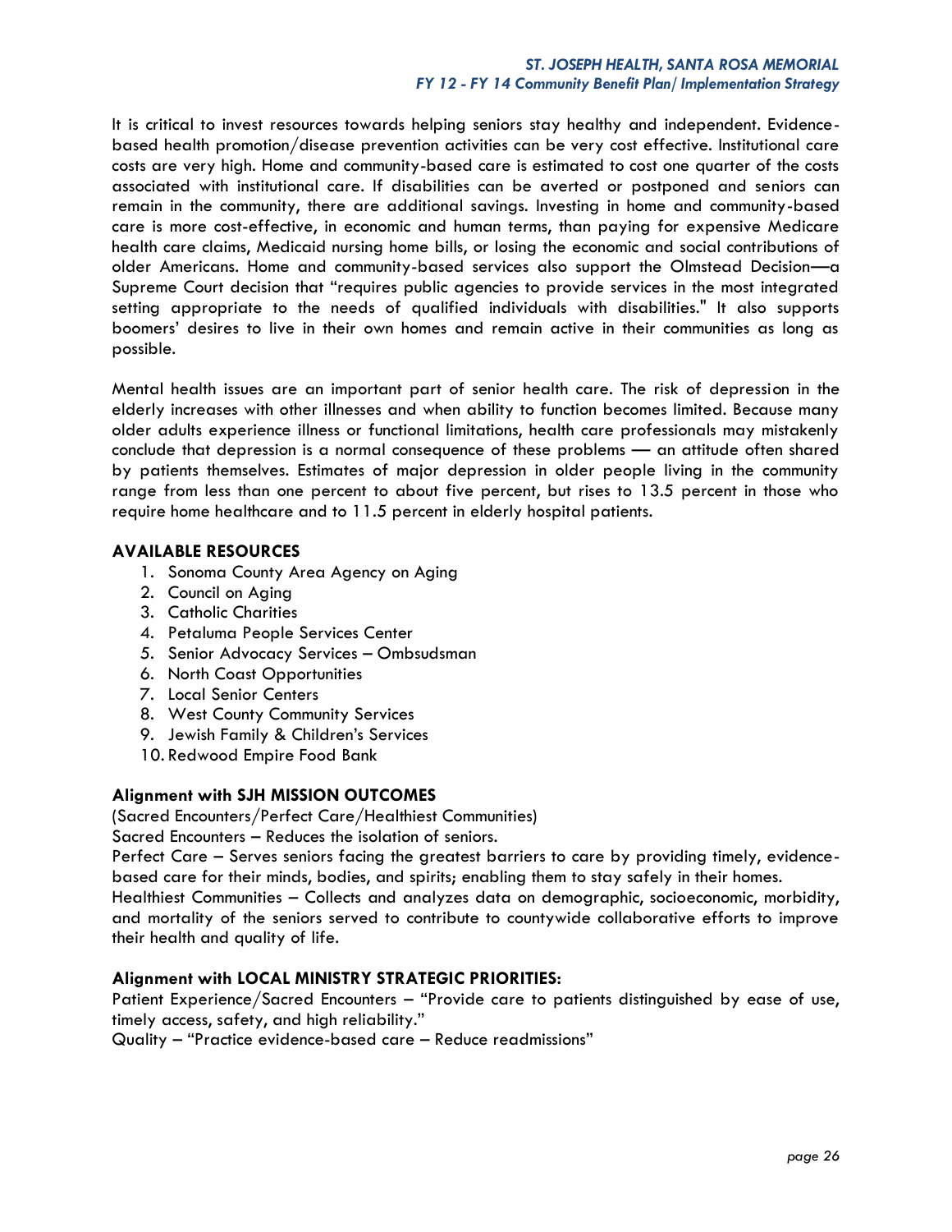It is critical to invest resources towards helping seniors stay healthy and independent. Evidence-based health promotion/disease prevention activities can be very cost effective. Institutional care costs are very high. Home and community-based care is estimated to cost one quarter of the costs associated with institutional care. If disabilities can be averted or postponed and seniors can remain in the community, there are additional savings. Investing in home and community-based care is more cost-effective, in economic and human terms, than paying for expensive Medicare health care claims, Medicaid nursing home bills, or losing the economic and social contributions of older Americans. Home and community-based services also support the Olmstead Decision—a Supreme Court decision that "requires public agencies to provide services in the most integrated setting appropriate to the needs of qualified individuals with disabilities." It also supports boomers' desires to live in their own homes and remain active in their communities as long as possible.

Mental health issues are an important part of senior health care. The risk of depression in the elderly increases with other illnesses and when ability to function becomes limited. Because many older adults experience illness or functional limitations, health care professionals may mistakenly conclude that depression is a normal consequence of these problems — an attitude often shared by patients themselves. Estimates of major depression in older people living in the community range from less than one percent to about five percent, but rises to 13.5 percent in those who require home healthcare and to 11.5 percent in elderly hospital patients.

**AVAILABLE RESOURCES**

1. Sonoma County Area Agency on Aging
2. Council on Aging
3. Catholic Charities
4. Petaluma People Services Center
5. Senior Advocacy Services – Ombsudsman
6. North Coast Opportunities
7. Local Senior Centers
8. West County Community Services
9. Jewish Family & Children's Services
10. Redwood Empire Food Bank

**Alignment with SJH MISSION OUTCOMES**

(Sacred Encounters/Perfect Care/Healthiest Communities)
Sacred Encounters – Reduces the isolation of seniors.
Perfect Care – Serves seniors facing the greatest barriers to care by providing timely, evidence-based care for their minds, bodies, and spirits; enabling them to stay safely in their homes.
Healthiest Communities – Collects and analyzes data on demographic, socioeconomic, morbidity, and mortality of the seniors served to contribute to countywide collaborative efforts to improve their health and quality of life.

**Alignment with LOCAL MINISTRY STRATEGIC PRIORITIES:**

Patient Experience/Sacred Encounters – "Provide care to patients distinguished by ease of use, timely access, safety, and high reliability."
Quality – "Practice evidence-based care – Reduce readmissions"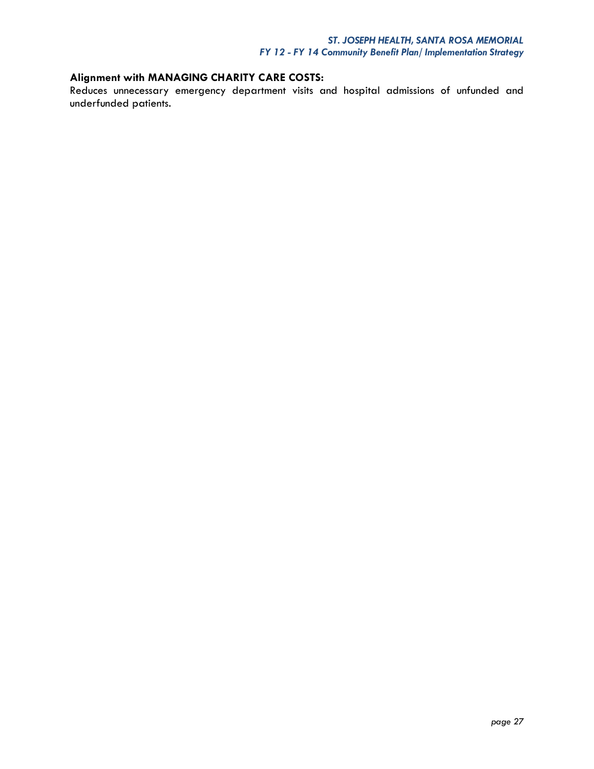**Alignment with MANAGING CHARITY CARE COSTS:**
Reduces unnecessary emergency department visits and hospital admissions of unfunded and underfunded patients.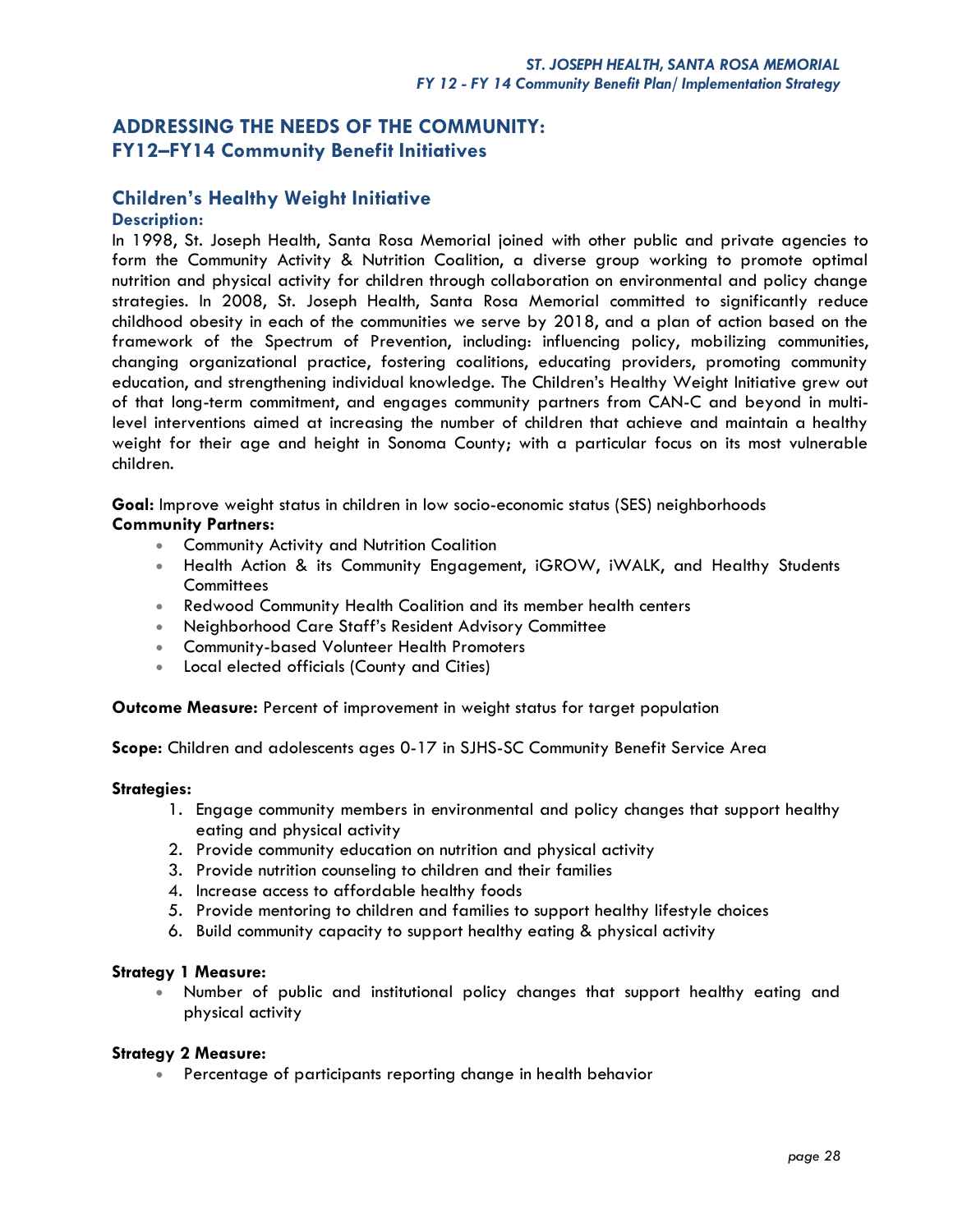## ADDRESSING THE NEEDS OF THE COMMUNITY: FY12–FY14 Community Benefit Initiatives

### Children's Healthy Weight Initiative

**Description:**

In 1998, St. Joseph Health, Santa Rosa Memorial joined with other public and private agencies to form the Community Activity & Nutrition Coalition, a diverse group working to promote optimal nutrition and physical activity for children through collaboration on environmental and policy change strategies. In 2008, St. Joseph Health, Santa Rosa Memorial committed to significantly reduce childhood obesity in each of the communities we serve by 2018, and a plan of action based on the framework of the Spectrum of Prevention, including: influencing policy, mobilizing communities, changing organizational practice, fostering coalitions, educating providers, promoting community education, and strengthening individual knowledge. The Children's Healthy Weight Initiative grew out of that long-term commitment, and engages community partners from CAN-C and beyond in multi-level interventions aimed at increasing the number of children that achieve and maintain a healthy weight for their age and height in Sonoma County; with a particular focus on its most vulnerable children.

**Goal:** Improve weight status in children in low socio-economic status (SES) neighborhoods

**Community Partners:**

- Community Activity and Nutrition Coalition
- Health Action & its Community Engagement, iGROW, iWALK, and Healthy Students Committees
- Redwood Community Health Coalition and its member health centers
- Neighborhood Care Staff's Resident Advisory Committee
- Community-based Volunteer Health Promoters
- Local elected officials (County and Cities)

**Outcome Measure:** Percent of improvement in weight status for target population

**Scope:** Children and adolescents ages 0-17 in SJHS-SC Community Benefit Service Area

**Strategies:**

1. Engage community members in environmental and policy changes that support healthy eating and physical activity
2. Provide community education on nutrition and physical activity
3. Provide nutrition counseling to children and their families
4. Increase access to affordable healthy foods
5. Provide mentoring to children and families to support healthy lifestyle choices
6. Build community capacity to support healthy eating & physical activity

**Strategy 1 Measure:**

- Number of public and institutional policy changes that support healthy eating and physical activity

**Strategy 2 Measure:**

- Percentage of participants reporting change in health behavior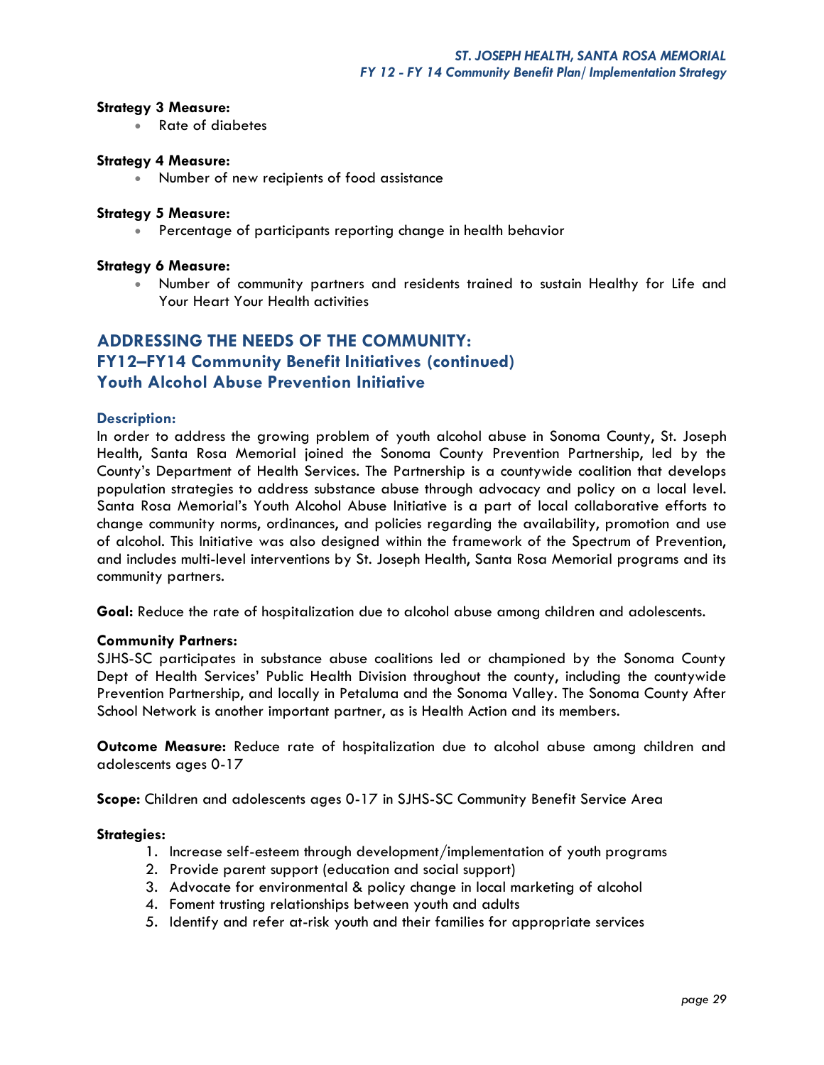**Strategy 3 Measure:**

- Rate of diabetes

**Strategy 4 Measure:**

- Number of new recipients of food assistance

**Strategy 5 Measure:**

- Percentage of participants reporting change in health behavior

**Strategy 6 Measure:**

- Number of community partners and residents trained to sustain Healthy for Life and Your Heart Your Health activities

## ADDRESSING THE NEEDS OF THE COMMUNITY: FY12–FY14 Community Benefit Initiatives (continued) Youth Alcohol Abuse Prevention Initiative

### Description:

In order to address the growing problem of youth alcohol abuse in Sonoma County, St. Joseph Health, Santa Rosa Memorial joined the Sonoma County Prevention Partnership, led by the County's Department of Health Services. The Partnership is a countywide coalition that develops population strategies to address substance abuse through advocacy and policy on a local level. Santa Rosa Memorial's Youth Alcohol Abuse Initiative is a part of local collaborative efforts to change community norms, ordinances, and policies regarding the availability, promotion and use of alcohol. This Initiative was also designed within the framework of the Spectrum of Prevention, and includes multi-level interventions by St. Joseph Health, Santa Rosa Memorial programs and its community partners.

**Goal:** Reduce the rate of hospitalization due to alcohol abuse among children and adolescents.

**Community Partners:**

SJHS-SC participates in substance abuse coalitions led or championed by the Sonoma County Dept of Health Services' Public Health Division throughout the county, including the countywide Prevention Partnership, and locally in Petaluma and the Sonoma Valley. The Sonoma County After School Network is another important partner, as is Health Action and its members.

**Outcome Measure:** Reduce rate of hospitalization due to alcohol abuse among children and adolescents ages 0-17

**Scope:** Children and adolescents ages 0-17 in SJHS-SC Community Benefit Service Area

**Strategies:**

1. Increase self-esteem through development/implementation of youth programs
2. Provide parent support (education and social support)
3. Advocate for environmental & policy change in local marketing of alcohol
4. Foment trusting relationships between youth and adults
5. Identify and refer at-risk youth and their families for appropriate services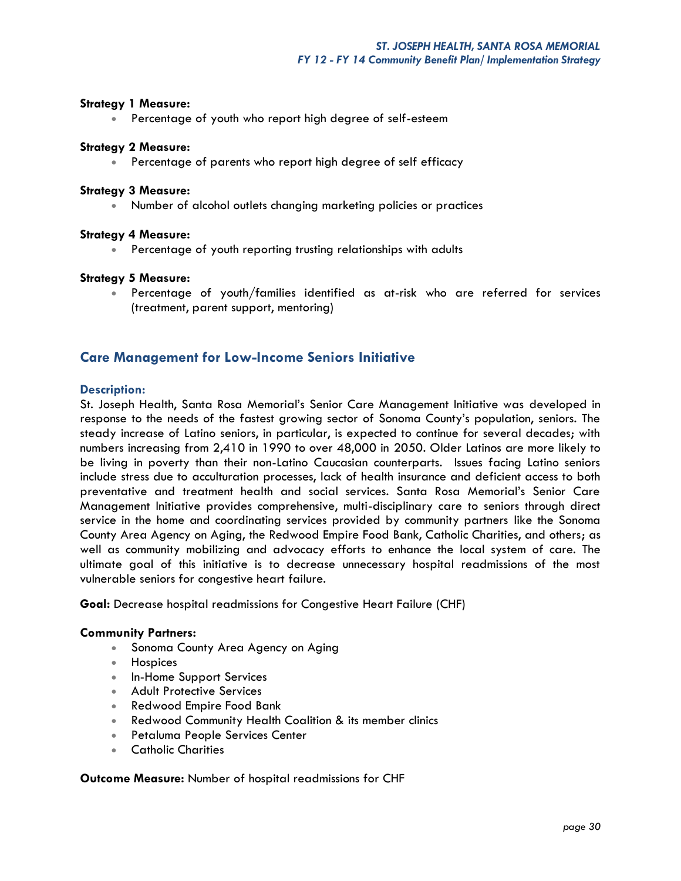**Strategy 1 Measure:**

- Percentage of youth who report high degree of self-esteem

**Strategy 2 Measure:**

- Percentage of parents who report high degree of self efficacy

**Strategy 3 Measure:**

- Number of alcohol outlets changing marketing policies or practices

**Strategy 4 Measure:**

- Percentage of youth reporting trusting relationships with adults

**Strategy 5 Measure:**

- Percentage of youth/families identified as at-risk who are referred for services (treatment, parent support, mentoring)

## Care Management for Low-Income Seniors Initiative

### Description:

St. Joseph Health, Santa Rosa Memorial's Senior Care Management Initiative was developed in response to the needs of the fastest growing sector of Sonoma County's population, seniors. The steady increase of Latino seniors, in particular, is expected to continue for several decades; with numbers increasing from 2,410 in 1990 to over 48,000 in 2050. Older Latinos are more likely to be living in poverty than their non-Latino Caucasian counterparts. Issues facing Latino seniors include stress due to acculturation processes, lack of health insurance and deficient access to both preventative and treatment health and social services. Santa Rosa Memorial's Senior Care Management Initiative provides comprehensive, multi-disciplinary care to seniors through direct service in the home and coordinating services provided by community partners like the Sonoma County Area Agency on Aging, the Redwood Empire Food Bank, Catholic Charities, and others; as well as community mobilizing and advocacy efforts to enhance the local system of care. The ultimate goal of this initiative is to decrease unnecessary hospital readmissions of the most vulnerable seniors for congestive heart failure.

**Goal:** Decrease hospital readmissions for Congestive Heart Failure (CHF)

**Community Partners:**

- Sonoma County Area Agency on Aging
- Hospices
- In-Home Support Services
- Adult Protective Services
- Redwood Empire Food Bank
- Redwood Community Health Coalition & its member clinics
- Petaluma People Services Center
- Catholic Charities

**Outcome Measure:** Number of hospital readmissions for CHF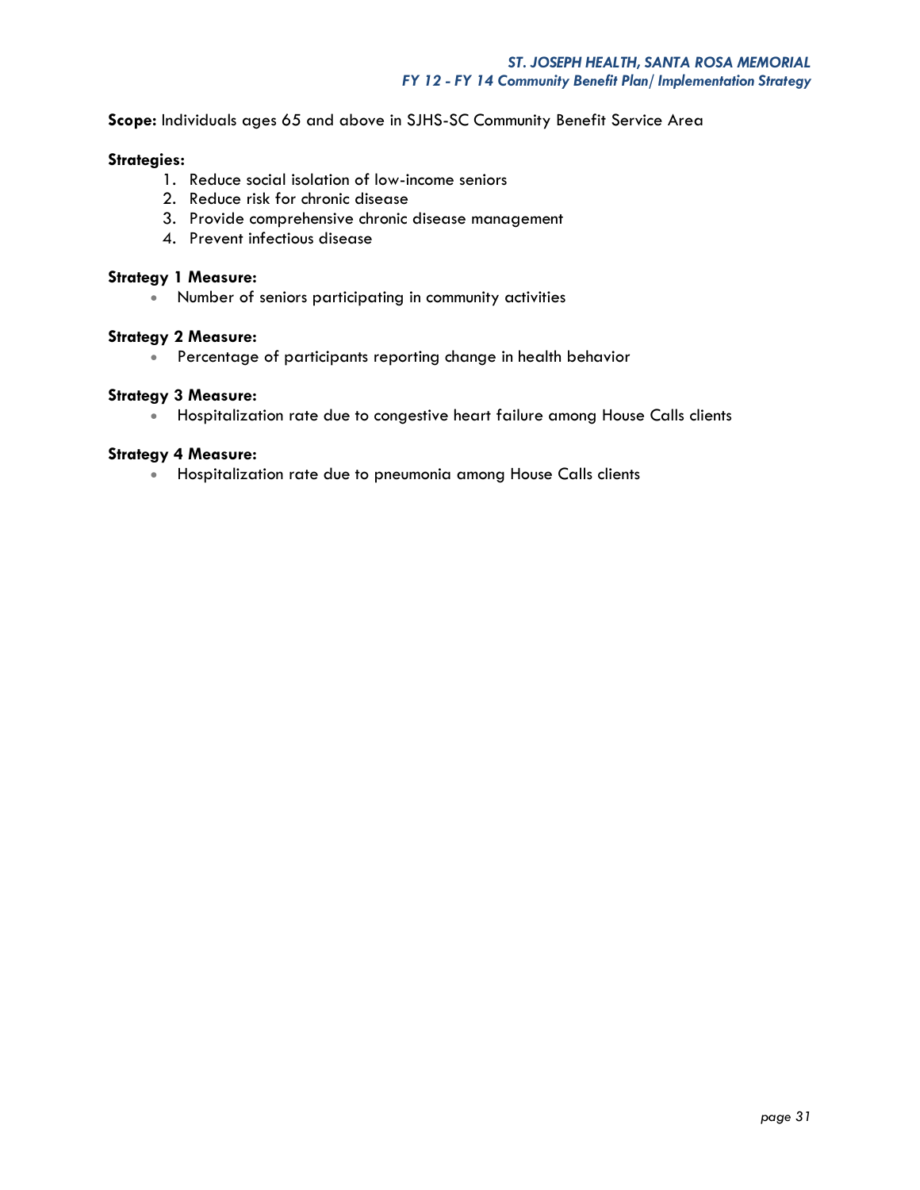**Scope:** Individuals ages 65 and above in SJHS-SC Community Benefit Service Area

**Strategies:**

1. Reduce social isolation of low-income seniors
2. Reduce risk for chronic disease
3. Provide comprehensive chronic disease management
4. Prevent infectious disease

**Strategy 1 Measure:**

- Number of seniors participating in community activities

**Strategy 2 Measure:**

- Percentage of participants reporting change in health behavior

**Strategy 3 Measure:**

- Hospitalization rate due to congestive heart failure among House Calls clients

**Strategy 4 Measure:**

- Hospitalization rate due to pneumonia among House Calls clients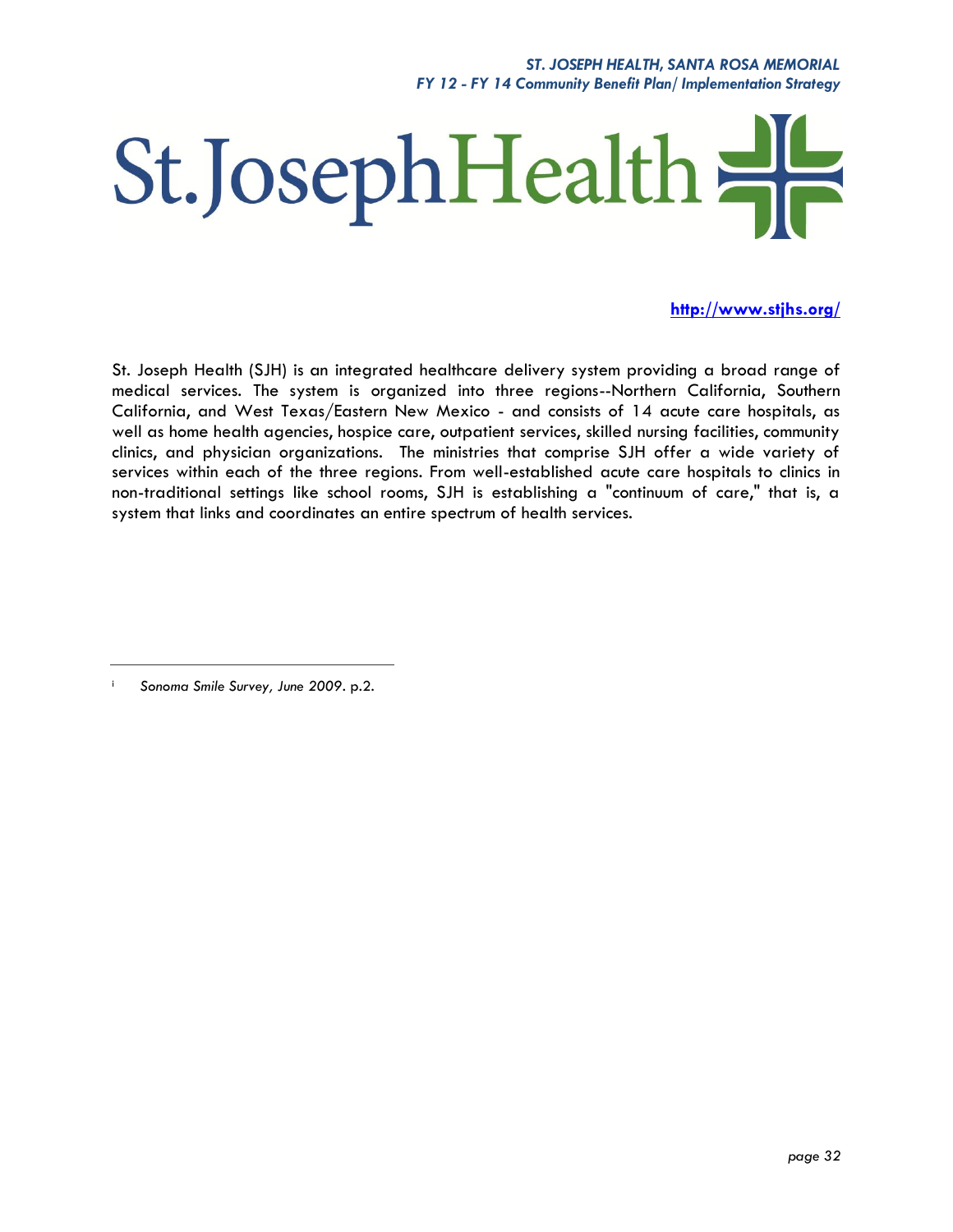St.JosephHealth

http://www.stjhs.org/

St. Joseph Health (SJH) is an integrated healthcare delivery system providing a broad range of medical services. The system is organized into three regions--Northern California, Southern California, and West Texas/Eastern New Mexico - and consists of 14 acute care hospitals, as well as home health agencies, hospice care, outpatient services, skilled nursing facilities, community clinics, and physician organizations. The ministries that comprise SJH offer a wide variety of services within each of the three regions. From well-established acute care hospitals to clinics in non-traditional settings like school rooms, SJH is establishing a "continuum of care," that is, a system that links and coordinates an entire spectrum of health services.

---

[i] *Sonoma Smile Survey, June 2009*. p.2.